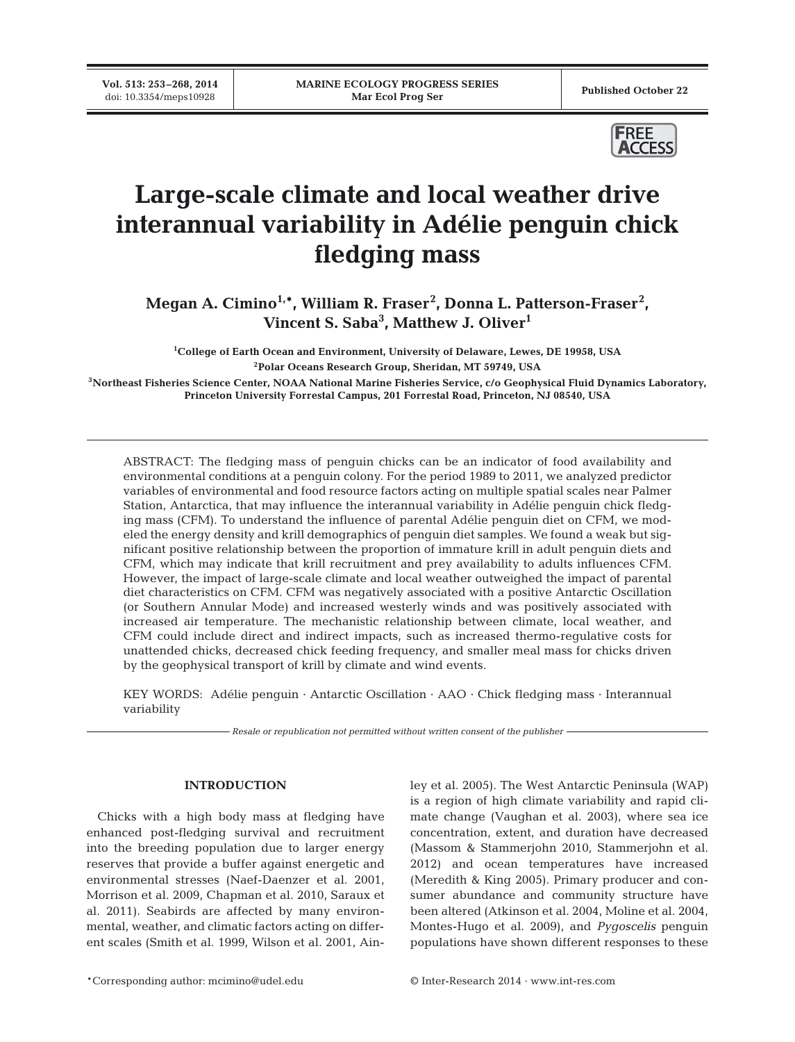# Large-scale climate and local weather drive interannual variability in Adélie penguin chick fledging mass

**Megan A. Cimino[1,*], William R. Fraser[2], Donna L. Patterson-Fraser[2], Vincent S. Saba[3], Matthew J. Oliver[1]**

[1]College of Earth Ocean and Environment, University of Delaware, Lewes, DE 19958, USA

[2]Polar Oceans Research Group, Sheridan, MT 59749, USA

[3]Northeast Fisheries Science Center, NOAA National Marine Fisheries Service, c/o Geophysical Fluid Dynamics Laboratory, Princeton University Forrestal Campus, 201 Forrestal Road, Princeton, NJ 08540, USA

ABSTRACT: The fledging mass of penguin chicks can be an indicator of food availability and environmental conditions at a penguin colony. For the period 1989 to 2011, we analyzed predictor variables of environmental and food resource factors acting on multiple spatial scales near Palmer Station, Antarctica, that may influence the interannual variability in Adélie penguin chick fledging mass (CFM). To understand the influence of parental Adélie penguin diet on CFM, we modeled the energy density and krill demographics of penguin diet samples. We found a weak but significant positive relationship between the proportion of immature krill in adult penguin diets and CFM, which may indicate that krill recruitment and prey availability to adults influences CFM. However, the impact of large-scale climate and local weather outweighed the impact of parental diet characteristics on CFM. CFM was negatively associated with a positive Antarctic Oscillation (or Southern Annular Mode) and increased westerly winds and was positively associated with increased air temperature. The mechanistic relationship between climate, local weather, and CFM could include direct and indirect impacts, such as increased thermo-regulative costs for unattended chicks, decreased chick feeding frequency, and smaller meal mass for chicks driven by the geophysical transport of krill by climate and wind events.

KEY WORDS: Adélie penguin · Antarctic Oscillation · AAO · Chick fledging mass · Interannual variability

*Resale or republication not permitted without written consent of the publisher*

## INTRODUCTION

Chicks with a high body mass at fledging have enhanced post-fledging survival and recruitment into the breeding population due to larger energy reserves that provide a buffer against energetic and environmental stresses (Naef-Daenzer et al. 2001, Morrison et al. 2009, Chapman et al. 2010, Saraux et al. 2011). Seabirds are affected by many environmental, weather, and climatic factors acting on different scales (Smith et al. 1999, Wilson et al. 2001, Ainley et al. 2005). The West Antarctic Peninsula (WAP) is a region of high climate variability and rapid climate change (Vaughan et al. 2003), where sea ice concentration, extent, and duration have decreased (Massom & Stammerjohn 2010, Stammerjohn et al. 2012) and ocean temperatures have increased (Meredith & King 2005). Primary producer and consumer abundance and community structure have been altered (Atkinson et al. 2004, Moline et al. 2004, Montes-Hugo et al. 2009), and *Pygoscelis* penguin populations have shown different responses to these

*Corresponding author: mcimino@udel.edu

© Inter-Research 2014 · www.int-res.com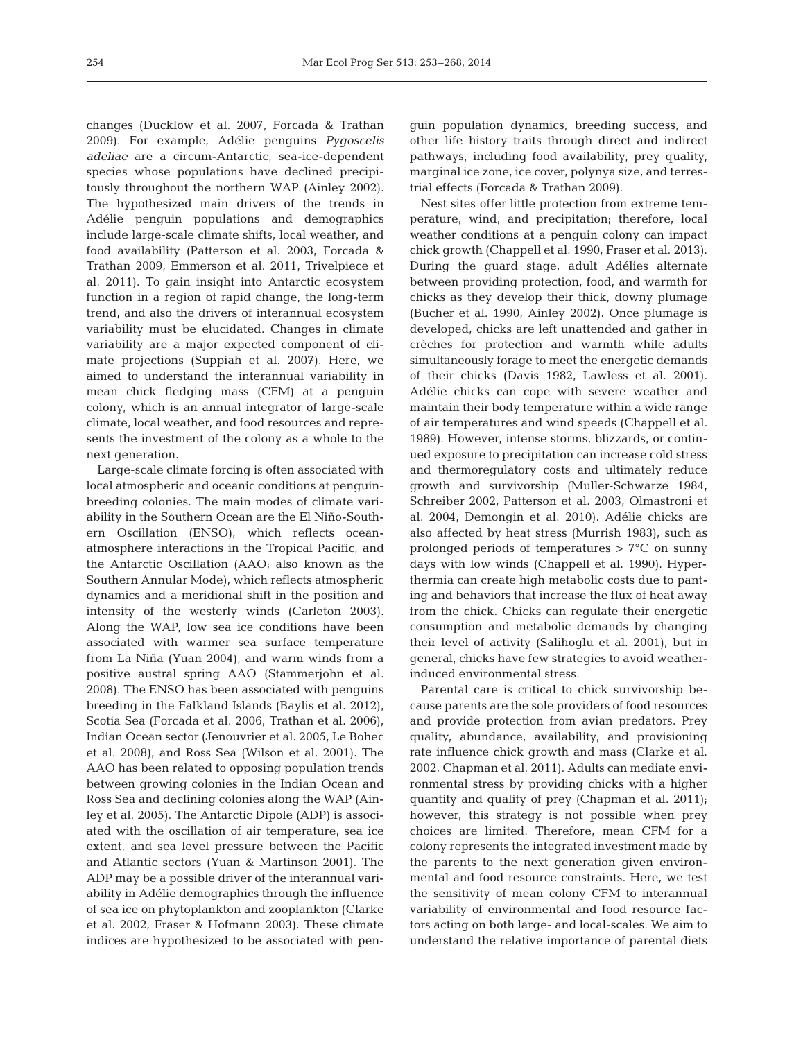changes (Ducklow et al. 2007, Forcada & Trathan 2009). For example, Adélie penguins *Pygoscelis adeliae* are a circum-Antarctic, sea-ice-dependent species whose populations have declined precipitously throughout the northern WAP (Ainley 2002). The hypothesized main drivers of the trends in Adélie penguin populations and demographics include large-scale climate shifts, local weather, and food availability (Patterson et al. 2003, Forcada & Trathan 2009, Emmerson et al. 2011, Trivelpiece et al. 2011). To gain insight into Antarctic ecosystem function in a region of rapid change, the long-term trend, and also the drivers of interannual ecosystem variability must be elucidated. Changes in climate variability are a major expected component of climate projections (Suppiah et al. 2007). Here, we aimed to understand the interannual variability in mean chick fledging mass (CFM) at a penguin colony, which is an annual integrator of large-scale climate, local weather, and food resources and represents the investment of the colony as a whole to the next generation.

Large-scale climate forcing is often associated with local atmospheric and oceanic conditions at penguin-breeding colonies. The main modes of climate variability in the Southern Ocean are the El Niño-Southern Oscillation (ENSO), which reflects ocean-atmosphere interactions in the Tropical Pacific, and the Antarctic Oscillation (AAO; also known as the Southern Annular Mode), which reflects atmospheric dynamics and a meridional shift in the position and intensity of the westerly winds (Carleton 2003). Along the WAP, low sea ice conditions have been associated with warmer sea surface temperature from La Niña (Yuan 2004), and warm winds from a positive austral spring AAO (Stammerjohn et al. 2008). The ENSO has been associated with penguins breeding in the Falkland Islands (Baylis et al. 2012), Scotia Sea (Forcada et al. 2006, Trathan et al. 2006), Indian Ocean sector (Jenouvrier et al. 2005, Le Bohec et al. 2008), and Ross Sea (Wilson et al. 2001). The AAO has been related to opposing population trends between growing colonies in the Indian Ocean and Ross Sea and declining colonies along the WAP (Ainley et al. 2005). The Antarctic Dipole (ADP) is associated with the oscillation of air temperature, sea ice extent, and sea level pressure between the Pacific and Atlantic sectors (Yuan & Martinson 2001). The ADP may be a possible driver of the interannual variability in Adélie demographics through the influence of sea ice on phytoplankton and zooplankton (Clarke et al. 2002, Fraser & Hofmann 2003). These climate indices are hypothesized to be associated with penguin population dynamics, breeding success, and other life history traits through direct and indirect pathways, including food availability, prey quality, marginal ice zone, ice cover, polynya size, and terrestrial effects (Forcada & Trathan 2009).

Nest sites offer little protection from extreme temperature, wind, and precipitation; therefore, local weather conditions at a penguin colony can impact chick growth (Chappell et al. 1990, Fraser et al. 2013). During the guard stage, adult Adélies alternate between providing protection, food, and warmth for chicks as they develop their thick, downy plumage (Bucher et al. 1990, Ainley 2002). Once plumage is developed, chicks are left unattended and gather in crèches for protection and warmth while adults simultaneously forage to meet the energetic demands of their chicks (Davis 1982, Lawless et al. 2001). Adélie chicks can cope with severe weather and maintain their body temperature within a wide range of air temperatures and wind speeds (Chappell et al. 1989). However, intense storms, blizzards, or continued exposure to precipitation can increase cold stress and thermoregulatory costs and ultimately reduce growth and survivorship (Muller-Schwarze 1984, Schreiber 2002, Patterson et al. 2003, Olmastroni et al. 2004, Demongin et al. 2010). Adélie chicks are also affected by heat stress (Murrish 1983), such as prolonged periods of temperatures > 7°C on sunny days with low winds (Chappell et al. 1990). Hyperthermia can create high metabolic costs due to panting and behaviors that increase the flux of heat away from the chick. Chicks can regulate their energetic consumption and metabolic demands by changing their level of activity (Salihoglu et al. 2001), but in general, chicks have few strategies to avoid weather-induced environmental stress.

Parental care is critical to chick survivorship because parents are the sole providers of food resources and provide protection from avian predators. Prey quality, abundance, availability, and provisioning rate influence chick growth and mass (Clarke et al. 2002, Chapman et al. 2011). Adults can mediate environmental stress by providing chicks with a higher quantity and quality of prey (Chapman et al. 2011); however, this strategy is not possible when prey choices are limited. Therefore, mean CFM for a colony represents the integrated investment made by the parents to the next generation given environmental and food resource constraints. Here, we test the sensitivity of mean colony CFM to interannual variability of environmental and food resource factors acting on both large- and local-scales. We aim to understand the relative importance of parental diets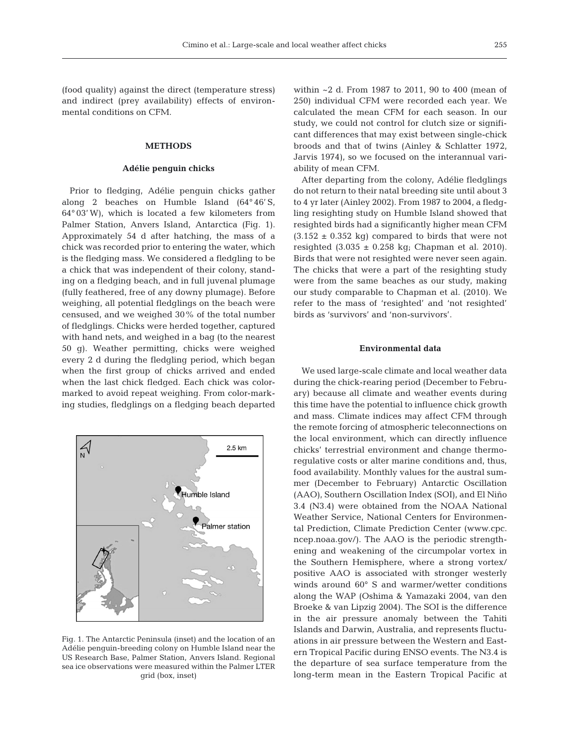(food quality) against the direct (temperature stress) and indirect (prey availability) effects of environmental conditions on CFM.

## METHODS

### Adélie penguin chicks

Prior to fledging, Adélie penguin chicks gather along 2 beaches on Humble Island (64° 46' S, 64° 03' W), which is located a few kilometers from Palmer Station, Anvers Island, Antarctica (Fig. 1). Approximately 54 d after hatching, the mass of a chick was recorded prior to entering the water, which is the fledging mass. We considered a fledgling to be a chick that was independent of their colony, standing on a fledging beach, and in full juvenal plumage (fully feathered, free of any downy plumage). Before weighing, all potential fledglings on the beach were censused, and we weighed 30% of the total number of fledglings. Chicks were herded together, captured with hand nets, and weighed in a bag (to the nearest 50 g). Weather permitting, chicks were weighed every 2 d during the fledgling period, which began when the first group of chicks arrived and ended when the last chick fledged. Each chick was color-marked to avoid repeat weighing. From color-marking studies, fledglings on a fledging beach departed within ~2 d. From 1987 to 2011, 90 to 400 (mean of 250) individual CFM were recorded each year. We calculated the mean CFM for each season. In our study, we could not control for clutch size or significant differences that may exist between single-chick broods and that of twins (Ainley & Schlatter 1972, Jarvis 1974), so we focused on the interannual variability of mean CFM.

N

2.5 km

Humble Island

Palmer station

Fig. 1. The Antarctic Peninsula (inset) and the location of an Adélie penguin-breeding colony on Humble Island near the US Research Base, Palmer Station, Anvers Island. Regional sea ice observations were measured within the Palmer LTER grid (box, inset)

After departing from the colony, Adélie fledglings do not return to their natal breeding site until about 3 to 4 yr later (Ainley 2002). From 1987 to 2004, a fledgling resighting study on Humble Island showed that resighted birds had a significantly higher mean CFM (3.152 ± 0.352 kg) compared to birds that were not resighted (3.035 ± 0.258 kg; Chapman et al. 2010). Birds that were not resighted were never seen again. The chicks that were a part of the resighting study were from the same beaches as our study, making our study comparable to Chapman et al. (2010). We refer to the mass of 'resighted' and 'not resighted' birds as 'survivors' and 'non-survivors'.

### Environmental data

We used large-scale climate and local weather data during the chick-rearing period (December to February) because all climate and weather events during this time have the potential to influence chick growth and mass. Climate indices may affect CFM through the remote forcing of atmospheric teleconnections on the local environment, which can directly influence chicks' terrestrial environment and change thermoregulative costs or alter marine conditions and, thus, food availability. Monthly values for the austral summer (December to February) Antarctic Oscillation (AAO), Southern Oscillation Index (SOI), and El Niño 3.4 (N3.4) were obtained from the NOAA National Weather Service, National Centers for Environmental Prediction, Climate Prediction Center (www.cpc.ncep.noaa.gov/). The AAO is the periodic strengthening and weakening of the circumpolar vortex in the Southern Hemisphere, where a strong vortex/positive AAO is associated with stronger westerly winds around 60° S and warmer/wetter conditions along the WAP (Oshima & Yamazaki 2004, van den Broeke & van Lipzig 2004). The SOI is the difference in the air pressure anomaly between the Tahiti Islands and Darwin, Australia, and represents fluctuations in air pressure between the Western and Eastern Tropical Pacific during ENSO events. The N3.4 is the departure of sea surface temperature from the long-term mean in the Eastern Tropical Pacific at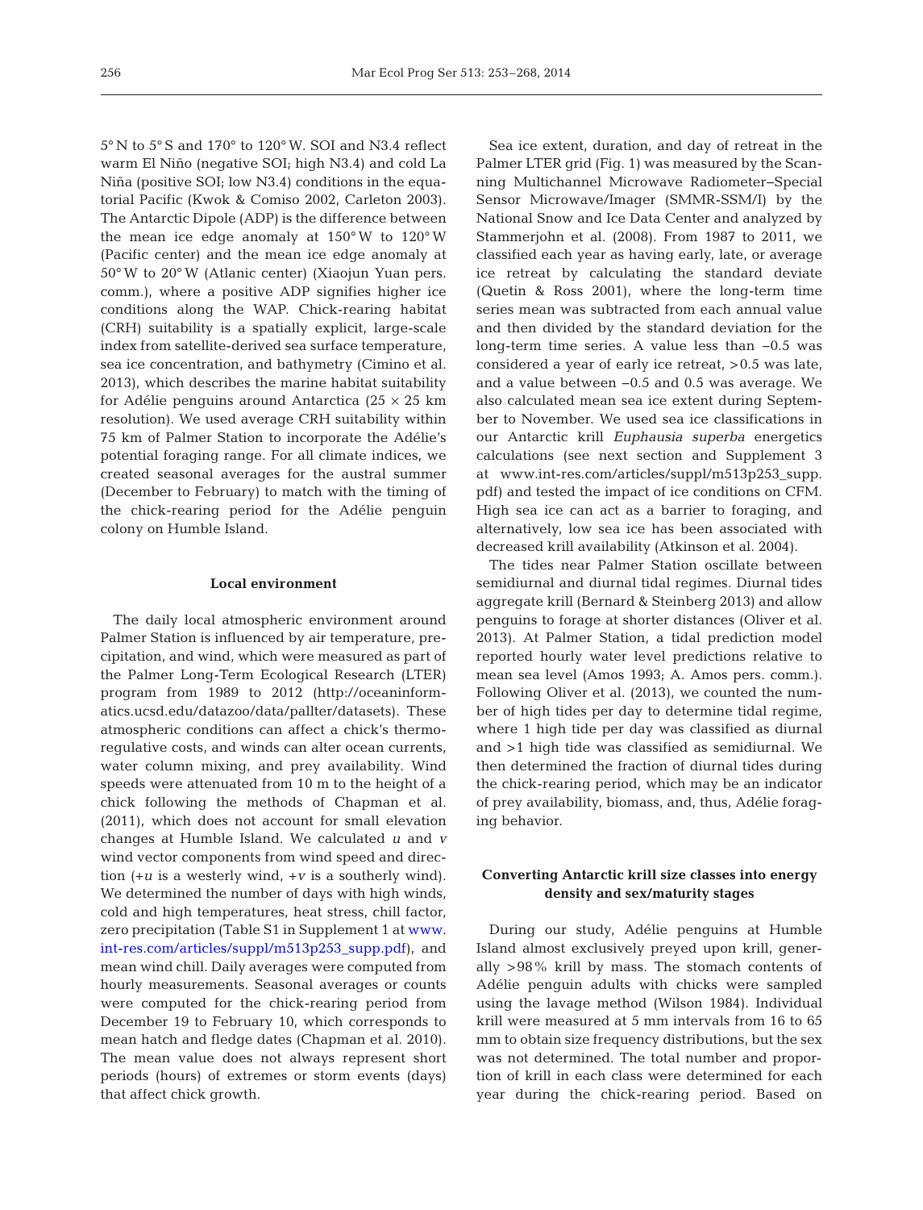5° N to 5° S and 170° to 120° W. SOI and N3.4 reflect warm El Niño (negative SOI; high N3.4) and cold La Niña (positive SOI; low N3.4) conditions in the equatorial Pacific (Kwok & Comiso 2002, Carleton 2003). The Antarctic Dipole (ADP) is the difference between the mean ice edge anomaly at 150° W to 120° W (Pacific center) and the mean ice edge anomaly at 50° W to 20° W (Atlanic center) (Xiaojun Yuan pers. comm.), where a positive ADP signifies higher ice conditions along the WAP. Chick-rearing habitat (CRH) suitability is a spatially explicit, large-scale index from satellite-derived sea surface temperature, sea ice concentration, and bathymetry (Cimino et al. 2013), which describes the marine habitat suitability for Adélie penguins around Antarctica (25 × 25 km resolution). We used average CRH suitability within 75 km of Palmer Station to incorporate the Adélie's potential foraging range. For all climate indices, we created seasonal averages for the austral summer (December to February) to match with the timing of the chick-rearing period for the Adélie penguin colony on Humble Island.

### Local environment

The daily local atmospheric environment around Palmer Station is influenced by air temperature, precipitation, and wind, which were measured as part of the Palmer Long-Term Ecological Research (LTER) program from 1989 to 2012 (http://oceaninformatics.ucsd.edu/datazoo/data/pallter/datasets). These atmospheric conditions can affect a chick's thermoregulative costs, and winds can alter ocean currents, water column mixing, and prey availability. Wind speeds were attenuated from 10 m to the height of a chick following the methods of Chapman et al. (2011), which does not account for small elevation changes at Humble Island. We calculated $u$ and $v$ wind vector components from wind speed and direction ($+u$ is a westerly wind, $+v$ is a southerly wind). We determined the number of days with high winds, cold and high temperatures, heat stress, chill factor, zero precipitation (Table S1 in Supplement 1 at www.int-res.com/articles/suppl/m513p253_supp.pdf), and mean wind chill. Daily averages were computed from hourly measurements. Seasonal averages or counts were computed for the chick-rearing period from December 19 to February 10, which corresponds to mean hatch and fledge dates (Chapman et al. 2010). The mean value does not always represent short periods (hours) of extremes or storm events (days) that affect chick growth.

Sea ice extent, duration, and day of retreat in the Palmer LTER grid (Fig. 1) was measured by the Scanning Multichannel Microwave Radiometer–Special Sensor Microwave/Imager (SMMR-SSM/I) by the National Snow and Ice Data Center and analyzed by Stammerjohn et al. (2008). From 1987 to 2011, we classified each year as having early, late, or average ice retreat by calculating the standard deviate (Quetin & Ross 2001), where the long-term time series mean was subtracted from each annual value and then divided by the standard deviation for the long-term time series. A value less than −0.5 was considered a year of early ice retreat, >0.5 was late, and a value between −0.5 and 0.5 was average. We also calculated mean sea ice extent during September to November. We used sea ice classifications in our Antarctic krill *Euphausia superba* energetics calculations (see next section and Supplement 3 at www.int-res.com/articles/suppl/m513p253_supp.pdf) and tested the impact of ice conditions on CFM. High sea ice can act as a barrier to foraging, and alternatively, low sea ice has been associated with decreased krill availability (Atkinson et al. 2004).

The tides near Palmer Station oscillate between semidiurnal and diurnal tidal regimes. Diurnal tides aggregate krill (Bernard & Steinberg 2013) and allow penguins to forage at shorter distances (Oliver et al. 2013). At Palmer Station, a tidal prediction model reported hourly water level predictions relative to mean sea level (Amos 1993; A. Amos pers. comm.). Following Oliver et al. (2013), we counted the number of high tides per day to determine tidal regime, where 1 high tide per day was classified as diurnal and >1 high tide was classified as semidiurnal. We then determined the fraction of diurnal tides during the chick-rearing period, which may be an indicator of prey availability, biomass, and, thus, Adélie foraging behavior.

### Converting Antarctic krill size classes into energy density and sex/maturity stages

During our study, Adélie penguins at Humble Island almost exclusively preyed upon krill, generally >98% krill by mass. The stomach contents of Adélie penguin adults with chicks were sampled using the lavage method (Wilson 1984). Individual krill were measured at 5 mm intervals from 16 to 65 mm to obtain size frequency distributions, but the sex was not determined. The total number and proportion of krill in each class were determined for each year during the chick-rearing period. Based on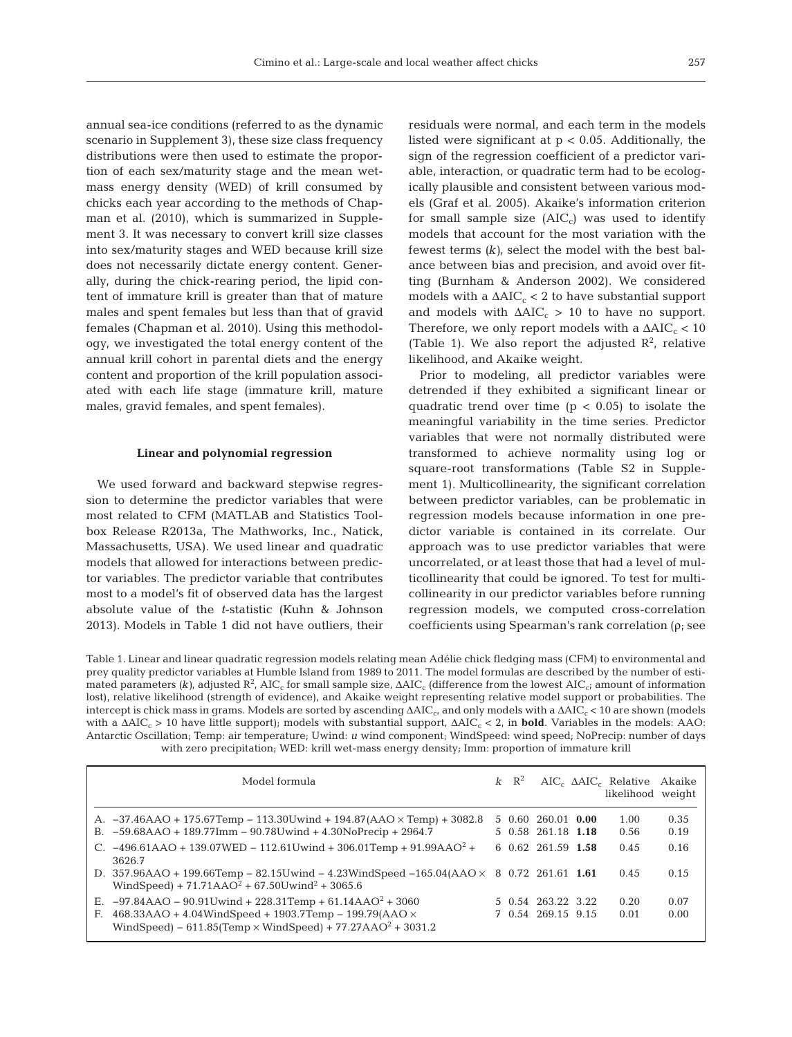annual sea-ice conditions (referred to as the dynamic scenario in Supplement 3), these size class frequency distributions were then used to estimate the proportion of each sex/maturity stage and the mean wet-mass energy density (WED) of krill consumed by chicks each year according to the methods of Chapman et al. (2010), which is summarized in Supplement 3. It was necessary to convert krill size classes into sex/maturity stages and WED because krill size does not necessarily dictate energy content. Generally, during the chick-rearing period, the lipid content of immature krill is greater than that of mature males and spent females but less than that of gravid females (Chapman et al. 2010). Using this methodology, we investigated the total energy content of the annual krill cohort in parental diets and the energy content and proportion of the krill population associated with each life stage (immature krill, mature males, gravid females, and spent females).

### Linear and polynomial regression

We used forward and backward stepwise regression to determine the predictor variables that were most related to CFM (MATLAB and Statistics Toolbox Release R2013a, The Mathworks, Inc., Natick, Massachusetts, USA). We used linear and quadratic models that allowed for interactions between predictor variables. The predictor variable that contributes most to a model's fit of observed data has the largest absolute value of the *t*-statistic (Kuhn & Johnson 2013). Models in Table 1 did not have outliers, their residuals were normal, and each term in the models listed were significant at $p < 0.05$. Additionally, the sign of the regression coefficient of a predictor variable, interaction, or quadratic term had to be ecologically plausible and consistent between various models (Graf et al. 2005). Akaike's information criterion for small sample size ($AIC_c$) was used to identify models that account for the most variation with the fewest terms ($k$), select the model with the best balance between bias and precision, and avoid over fitting (Burnham & Anderson 2002). We considered models with a $\Delta AIC_c < 2$ to have substantial support and models with $\Delta AIC_c > 10$ to have no support. Therefore, we only report models with a $\Delta AIC_c < 10$ (Table 1). We also report the adjusted $R^2$, relative likelihood, and Akaike weight.

Prior to modeling, all predictor variables were detrended if they exhibited a significant linear or quadratic trend over time ($p < 0.05$) to isolate the meaningful variability in the time series. Predictor variables that were not normally distributed were transformed to achieve normality using log or square-root transformations (Table S2 in Supplement 1). Multicollinearity, the significant correlation between predictor variables, can be problematic in regression models because information in one predictor variable is contained in its correlate. Our approach was to use predictor variables that were uncorrelated, or at least those that had a level of multicollinearity that could be ignored. To test for multicollinearity in our predictor variables before running regression models, we computed cross-correlation coefficients using Spearman's rank correlation (ρ; see

Table 1. Linear and linear quadratic regression models relating mean Adélie chick fledging mass (CFM) to environmental and prey quality predictor variables at Humble Island from 1989 to 2011. The model formulas are described by the number of estimated parameters ($k$), adjusted $R^2$, $AIC_c$ for small sample size, $\Delta AIC_c$ (difference from the lowest $AIC_c$; amount of information lost), relative likelihood (strength of evidence), and Akaike weight representing relative model support or probabilities. The intercept is chick mass in grams. Models are sorted by ascending $\Delta AIC_c$, and only models with a $\Delta AIC_c < 10$ are shown (models with a $\Delta AIC_c > 10$ have little support); models with substantial support, $\Delta AIC_c < 2$, in **bold**. Variables in the models: AAO: Antarctic Oscillation; Temp: air temperature; Uwind: *u* wind component; WindSpeed: wind speed; NoPrecip: number of days with zero precipitation; WED: krill wet-mass energy density; Imm: proportion of immature krill

| Model formula | $k$ | $R^2$ | $AIC_c$ | $\Delta AIC_c$ | Relative likelihood | Akaike weight |
|---|---|---|---|---|---|---|
| A. −37.46AAO + 175.67Temp − 113.30Uwind + 194.87(AAO × Temp) + 3082.8 | 5 | 0.60 | 260.01 | **0.00** | 1.00 | 0.35 |
| B. −59.68AAO + 189.77Imm − 90.78Uwind + 4.30NoPrecip + 2964.7 | 5 | 0.58 | 261.18 | **1.18** | 0.56 | 0.19 |
| C. −496.61AAO + 139.07WED − 112.61Uwind + 306.01Temp + 91.99AAO$^2$ + 3626.7 | 6 | 0.62 | 261.59 | **1.58** | 0.45 | 0.16 |
| D. 357.96AAO + 199.66Temp − 82.15Uwind − 4.23WindSpeed −165.04(AAO × WindSpeed) + 71.71AAO$^2$ + 67.50Uwind$^2$ + 3065.6 | 8 | 0.72 | 261.61 | **1.61** | 0.45 | 0.15 |
| E. −97.84AAO − 90.91Uwind + 228.31Temp + 61.14AAO$^2$ + 3060 | 5 | 0.54 | 263.22 | 3.22 | 0.20 | 0.07 |
| F. 468.33AAO + 4.04WindSpeed + 1903.7Temp − 199.79(AAO × WindSpeed) − 611.85(Temp × WindSpeed) + 77.27AAO$^2$ + 3031.2 | 7 | 0.54 | 269.15 | 9.15 | 0.01 | 0.00 |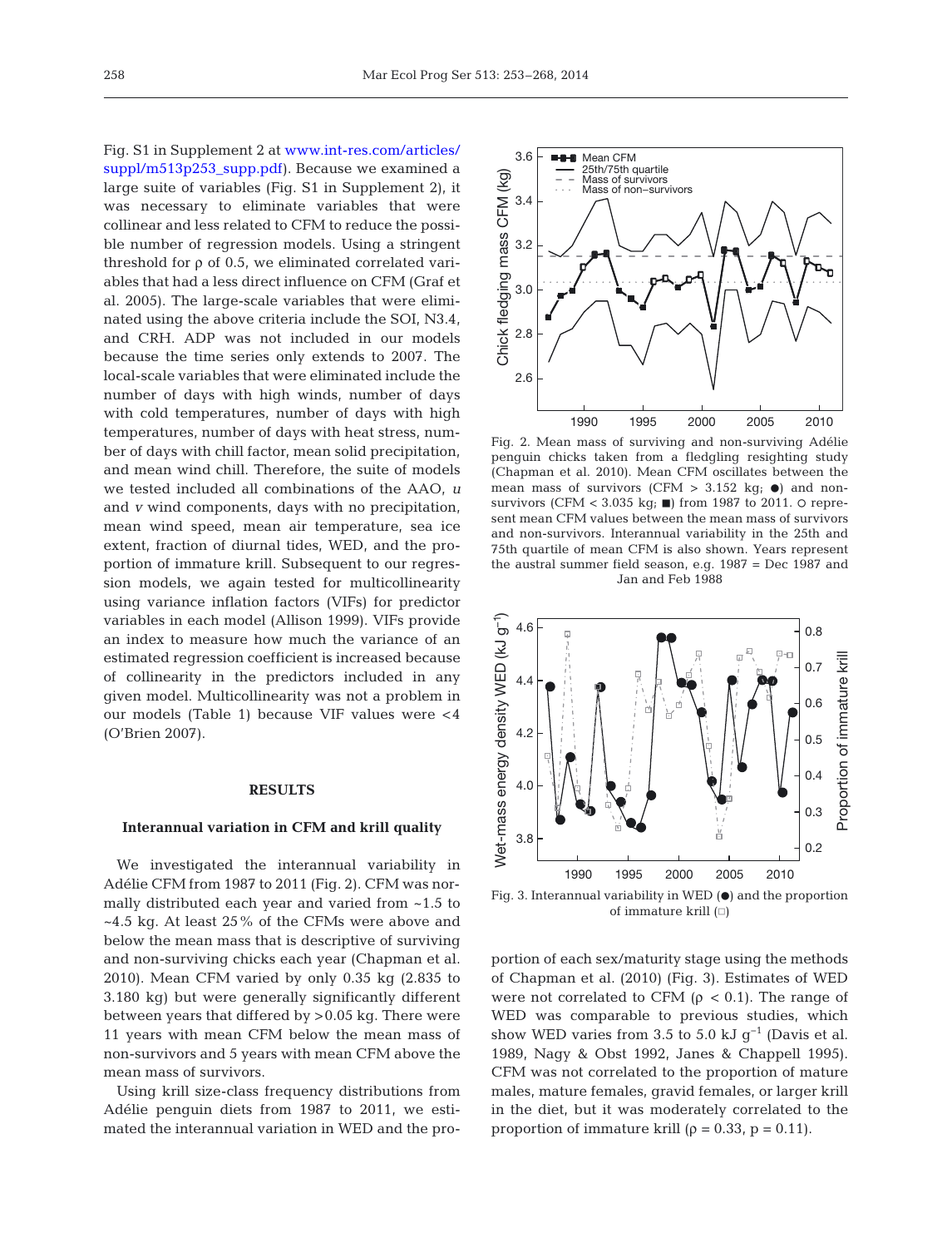Fig. S1 in Supplement 2 at www.int-res.com/articles/suppl/m513p253_supp.pdf). Because we examined a large suite of variables (Fig. S1 in Supplement 2), it was necessary to eliminate variables that were collinear and less related to CFM to reduce the possible number of regression models. Using a stringent threshold for ρ of 0.5, we eliminated correlated variables that had a less direct influence on CFM (Graf et al. 2005). The large-scale variables that were eliminated using the above criteria include the SOI, N3.4, and CRH. ADP was not included in our models because the time series only extends to 2007. The local-scale variables that were eliminated include the number of days with high winds, number of days with cold temperatures, number of days with high temperatures, number of days with heat stress, number of days with chill factor, mean solid precipitation, and mean wind chill. Therefore, the suite of models we tested included all combinations of the AAO, *u* and *v* wind components, days with no precipitation, mean wind speed, mean air temperature, sea ice extent, fraction of diurnal tides, WED, and the proportion of immature krill. Subsequent to our regression models, we again tested for multicollinearity using variance inflation factors (VIFs) for predictor variables in each model (Allison 1999). VIFs provide an index to measure how much the variance of an estimated regression coefficient is increased because of collinearity in the predictors included in any given model. Multicollinearity was not a problem in our models (Table 1) because VIF values were <4 (O'Brien 2007).

## RESULTS

### Interannual variation in CFM and krill quality

We investigated the interannual variability in Adélie CFM from 1987 to 2011 (Fig. 2). CFM was normally distributed each year and varied from ~1.5 to ~4.5 kg. At least 25% of the CFMs were above and below the mean mass that is descriptive of surviving and non-surviving chicks each year (Chapman et al. 2010). Mean CFM varied by only 0.35 kg (2.835 to 3.180 kg) but were generally significantly different between years that differed by >0.05 kg. There were 11 years with mean CFM below the mean mass of non-survivors and 5 years with mean CFM above the mean mass of survivors.

Using krill size-class frequency distributions from Adélie penguin diets from 1987 to 2011, we estimated the interannual variation in WED and the proportion of each sex/maturity stage using the methods of Chapman et al. (2010) (Fig. 3). Estimates of WED were not correlated to CFM ($\rho < 0.1$). The range of WED was comparable to previous studies, which show WED varies from 3.5 to 5.0 kJ $g^{-1}$ (Davis et al. 1989, Nagy & Obst 1992, Janes & Chappell 1995). CFM was not correlated to the proportion of mature males, mature females, gravid females, or larger krill in the diet, but it was moderately correlated to the proportion of immature krill ($\rho = 0.33$, $p = 0.11$).

Mean CFM
25th/75th quartile
Mass of survivors
Mass of non–survivors
Chick fledging mass CFM (kg)
3.6
3.4
3.2
3.0
2.8
2.6
1990
1995
2000
2005
2010

Fig. 2. Mean mass of surviving and non-surviving Adélie penguin chicks taken from a fledgling resighting study (Chapman et al. 2010). Mean CFM oscillates between the mean mass of survivors (CFM > 3.152 kg; ●) and non-survivors (CFM < 3.035 kg; ■) from 1987 to 2011. ○ represent mean CFM values between the mean mass of survivors and non-survivors. Interannual variability in the 25th and 75th quartile of mean CFM is also shown. Years represent the austral summer field season, e.g. 1987 = Dec 1987 and Jan and Feb 1988

Wet-mass energy density WED (kJ $g^{-1}$)
4.6
4.4
4.2
4.0
3.8
Proportion of immature krill
0.8
0.7
0.6
0.5
0.4
0.3
0.2
1990
1995
2000
2005
2010

Fig. 3. Interannual variability in WED (●) and the proportion of immature krill (□)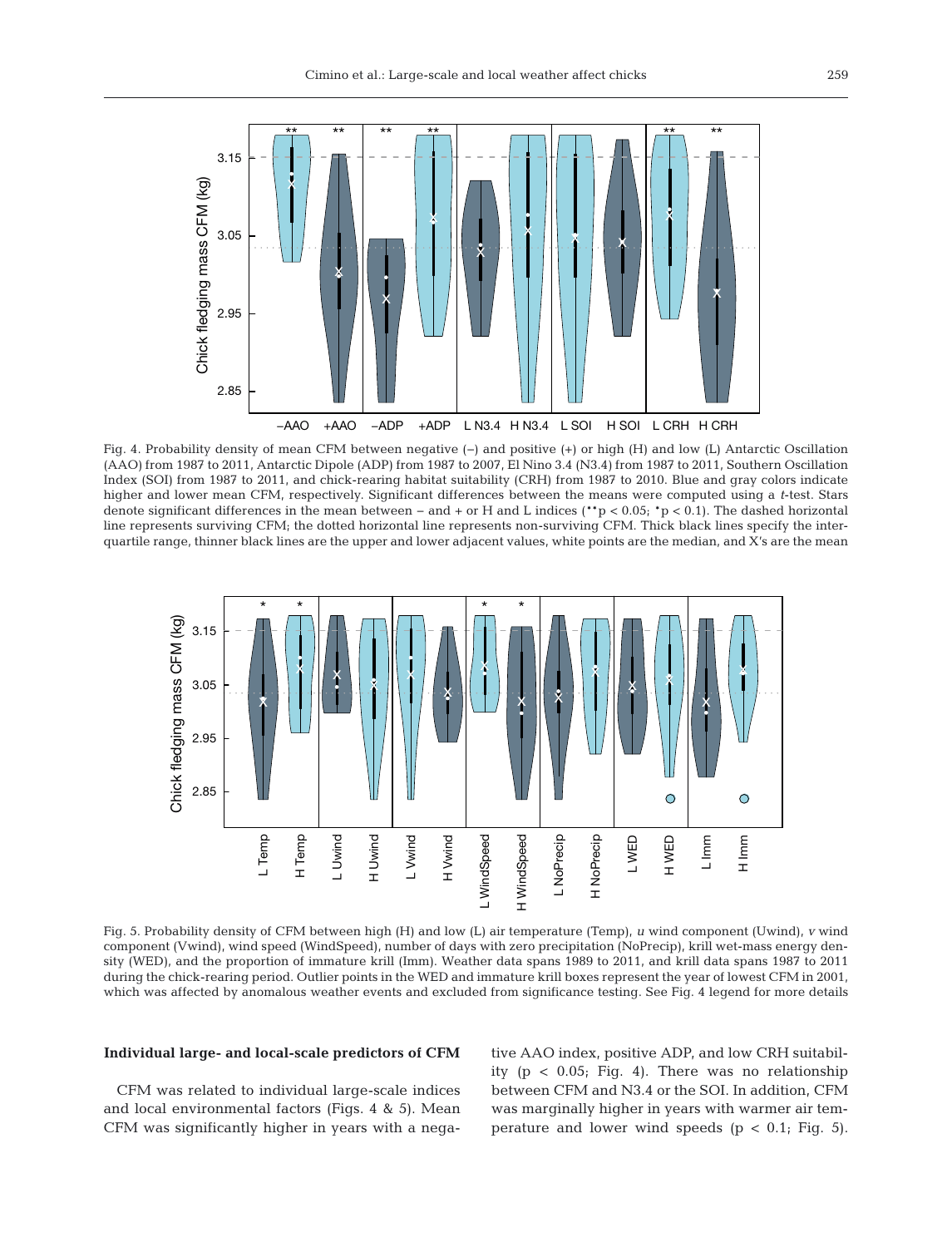Chick fledging mass CFM (kg)

3.15
3.05
2.95
2.85

** ** ** ** ** **

−AAO +AAO −ADP +ADP L N3.4 H N3.4 L SOI H SOI L CRH H CRH

Fig. 4. Probability density of mean CFM between negative (–) and positive (+) or high (H) and low (L) Antarctic Oscillation (AAO) from 1987 to 2011, Antarctic Dipole (ADP) from 1987 to 2007, El Nino 3.4 (N3.4) from 1987 to 2011, Southern Oscillation Index (SOI) from 1987 to 2011, and chick-rearing habitat suitability (CRH) from 1987 to 2010. Blue and gray colors indicate higher and lower mean CFM, respectively. Significant differences between the means were computed using a *t*-test. Stars denote significant differences in the mean between – and + or H and L indices (\*\*$p < 0.05$; \*$p < 0.1$). The dashed horizontal line represents surviving CFM; the dotted horizontal line represents non-surviving CFM. Thick black lines specify the interquartile range, thinner black lines are the upper and lower adjacent values, white points are the median, and X's are the mean

Chick fledging mass CFM (kg)

3.15
3.05
2.95
2.85

* * * *

L Temp H Temp L Uwind H Uwind L Vwind H Vwind L WindSpeed H WindSpeed L NoPrecip H NoPrecip L WED H WED L Imm H Imm

Fig. 5. Probability density of CFM between high (H) and low (L) air temperature (Temp), *u* wind component (Uwind), *v* wind component (Vwind), wind speed (WindSpeed), number of days with zero precipitation (NoPrecip), krill wet-mass energy density (WED), and the proportion of immature krill (Imm). Weather data spans 1989 to 2011, and krill data spans 1987 to 2011 during the chick-rearing period. Outlier points in the WED and immature krill boxes represent the year of lowest CFM in 2001, which was affected by anomalous weather events and excluded from significance testing. See Fig. 4 legend for more details

### Individual large- and local-scale predictors of CFM

CFM was related to individual large-scale indices and local environmental factors (Figs. 4 & 5). Mean CFM was significantly higher in years with a negative AAO index, positive ADP, and low CRH suitability ($p < 0.05$; Fig. 4). There was no relationship between CFM and N3.4 or the SOI. In addition, CFM was marginally higher in years with warmer air temperature and lower wind speeds ($p < 0.1$; Fig. 5).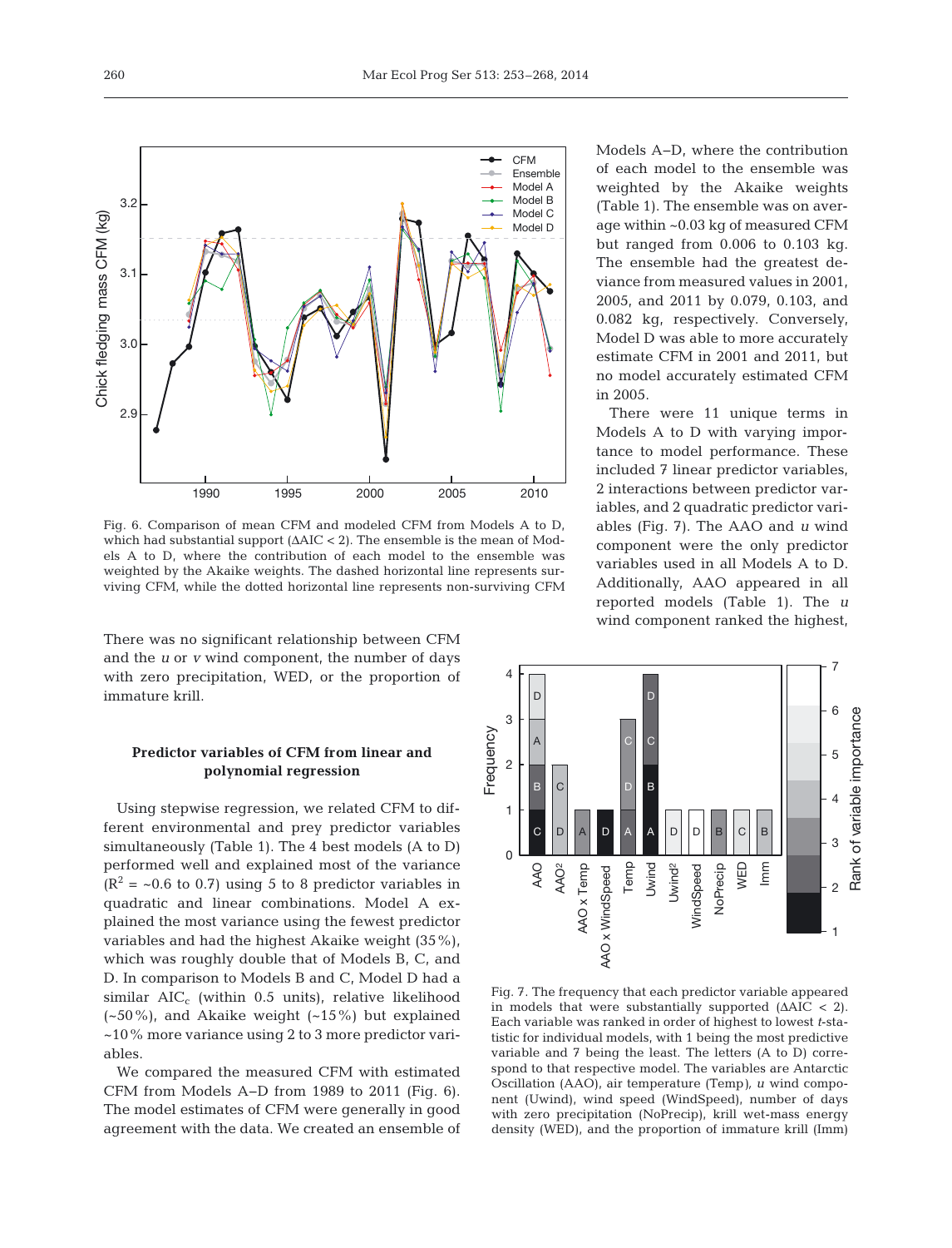Fig. 6. Comparison of mean CFM and modeled CFM from Models A to D, which had substantial support (ΔAIC < 2). The ensemble is the mean of Models A to D, where the contribution of each model to the ensemble was weighted by the Akaike weights. The dashed horizontal line represents surviving CFM, while the dotted horizontal line represents non-surviving CFM

There was no significant relationship between CFM and the *u* or *v* wind component, the number of days with zero precipitation, WED, or the proportion of immature krill.

### Predictor variables of CFM from linear and polynomial regression

Using stepwise regression, we related CFM to different environmental and prey predictor variables simultaneously (Table 1). The 4 best models (A to D) performed well and explained most of the variance ($R^2$ = ~0.6 to 0.7) using 5 to 8 predictor variables in quadratic and linear combinations. Model A explained the most variance using the fewest predictor variables and had the highest Akaike weight (35%), which was roughly double that of Models B, C, and D. In comparison to Models B and C, Model D had a similar $AIC_c$ (within 0.5 units), relative likelihood (~50%), and Akaike weight (~15%) but explained ~10% more variance using 2 to 3 more predictor variables.

We compared the measured CFM with estimated CFM from Models A–D from 1989 to 2011 (Fig. 6). The model estimates of CFM were generally in good agreement with the data. We created an ensemble of Models A–D, where the contribution of each model to the ensemble was weighted by the Akaike weights (Table 1). The ensemble was on average within ~0.03 kg of measured CFM but ranged from 0.006 to 0.103 kg. The ensemble had the greatest deviance from measured values in 2001, 2005, and 2011 by 0.079, 0.103, and 0.082 kg, respectively. Conversely, Model D was able to more accurately estimate CFM in 2001 and 2011, but no model accurately estimated CFM in 2005.

There were 11 unique terms in Models A to D with varying importance to model performance. These included 7 linear predictor variables, 2 interactions between predictor variables, and 2 quadratic predictor variables (Fig. 7). The AAO and *u* wind component were the only predictor variables used in all Models A to D. Additionally, AAO appeared in all reported models (Table 1). The *u* wind component ranked the highest,

Fig. 7. The frequency that each predictor variable appeared in models that were substantially supported (ΔAIC < 2). Each variable was ranked in order of highest to lowest *t*-statistic for individual models, with 1 being the most predictive variable and 7 being the least. The letters (A to D) correspond to that respective model. The variables are Antarctic Oscillation (AAO), air temperature (Temp), *u* wind component (Uwind), wind speed (WindSpeed), number of days with zero precipitation (NoPrecip), krill wet-mass energy density (WED), and the proportion of immature krill (Imm)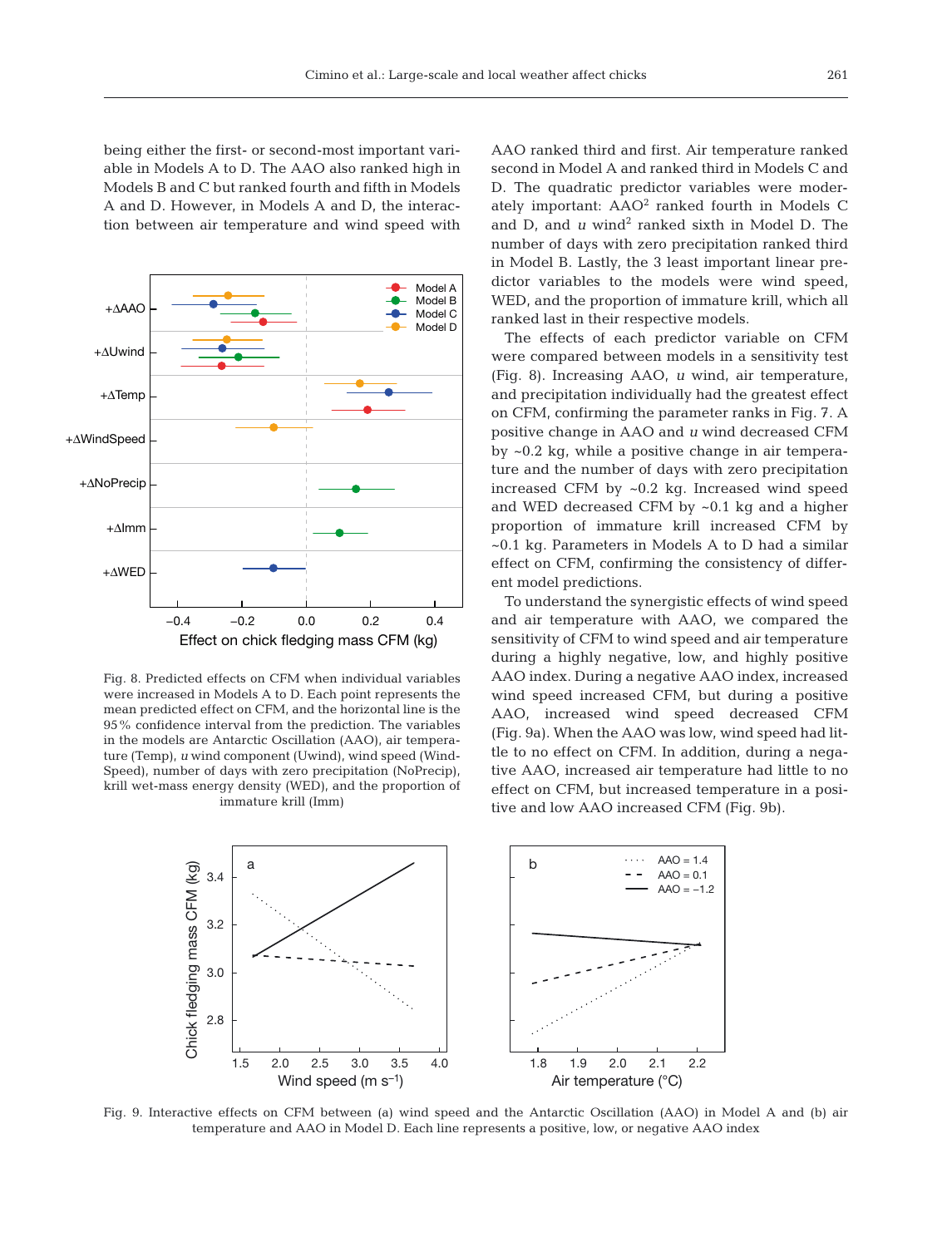being either the first- or second-most important variable in Models A to D. The AAO also ranked high in Models B and C but ranked fourth and fifth in Models A and D. However, in Models A and D, the interaction between air temperature and wind speed with AAO ranked third and first. Air temperature ranked second in Model A and ranked third in Models C and D. The quadratic predictor variables were moderately important: $AAO^2$ ranked fourth in Models C and D, and *u* $wind^2$ ranked sixth in Model D. The number of days with zero precipitation ranked third in Model B. Lastly, the 3 least important linear predictor variables to the models were wind speed, WED, and the proportion of immature krill, which all ranked last in their respective models.

The effects of each predictor variable on CFM were compared between models in a sensitivity test (Fig. 8). Increasing AAO, *u* wind, air temperature, and precipitation individually had the greatest effect on CFM, confirming the parameter ranks in Fig. 7. A positive change in AAO and *u* wind decreased CFM by ~0.2 kg, while a positive change in air temperature and the number of days with zero precipitation increased CFM by ~0.2 kg. Increased wind speed and WED decreased CFM by ~0.1 kg and a higher proportion of immature krill increased CFM by ~0.1 kg. Parameters in Models A to D had a similar effect on CFM, confirming the consistency of different model predictions.

To understand the synergistic effects of wind speed and air temperature with AAO, we compared the sensitivity of CFM to wind speed and air temperature during a highly negative, low, and highly positive AAO index. During a negative AAO index, increased wind speed increased CFM, but during a positive AAO, increased wind speed decreased CFM (Fig. 9a). When the AAO was low, wind speed had little to no effect on CFM. In addition, during a negative AAO, increased air temperature had little to no effect on CFM, but increased temperature in a positive and low AAO increased CFM (Fig. 9b).

Model A
Model B
Model C
Model D
+ΔAAO
+ΔUwind
+ΔTemp
+ΔWindSpeed
+ΔNoPrecip
+ΔImm
+ΔWED
−0.4 −0.2 0.0 0.2 0.4
Effect on chick fledging mass CFM (kg)

Fig. 8. Predicted effects on CFM when individual variables were increased in Models A to D. Each point represents the mean predicted effect on CFM, and the horizontal line is the 95% confidence interval from the prediction. The variables in the models are Antarctic Oscillation (AAO), air temperature (Temp), *u* wind component (Uwind), wind speed (WindSpeed), number of days with zero precipitation (NoPrecip), krill wet-mass energy density (WED), and the proportion of immature krill (Imm)

a
Chick fledging mass CFM (kg)
3.4
3.2
3.0
2.8
1.5 2.0 2.5 3.0 3.5 4.0
Wind speed (m $s^{-1}$)

b
AAO = 1.4
AAO = 0.1
AAO = −1.2
1.8 1.9 2.0 2.1 2.2
Air temperature (°C)

Fig. 9. Interactive effects on CFM between (a) wind speed and the Antarctic Oscillation (AAO) in Model A and (b) air temperature and AAO in Model D. Each line represents a positive, low, or negative AAO index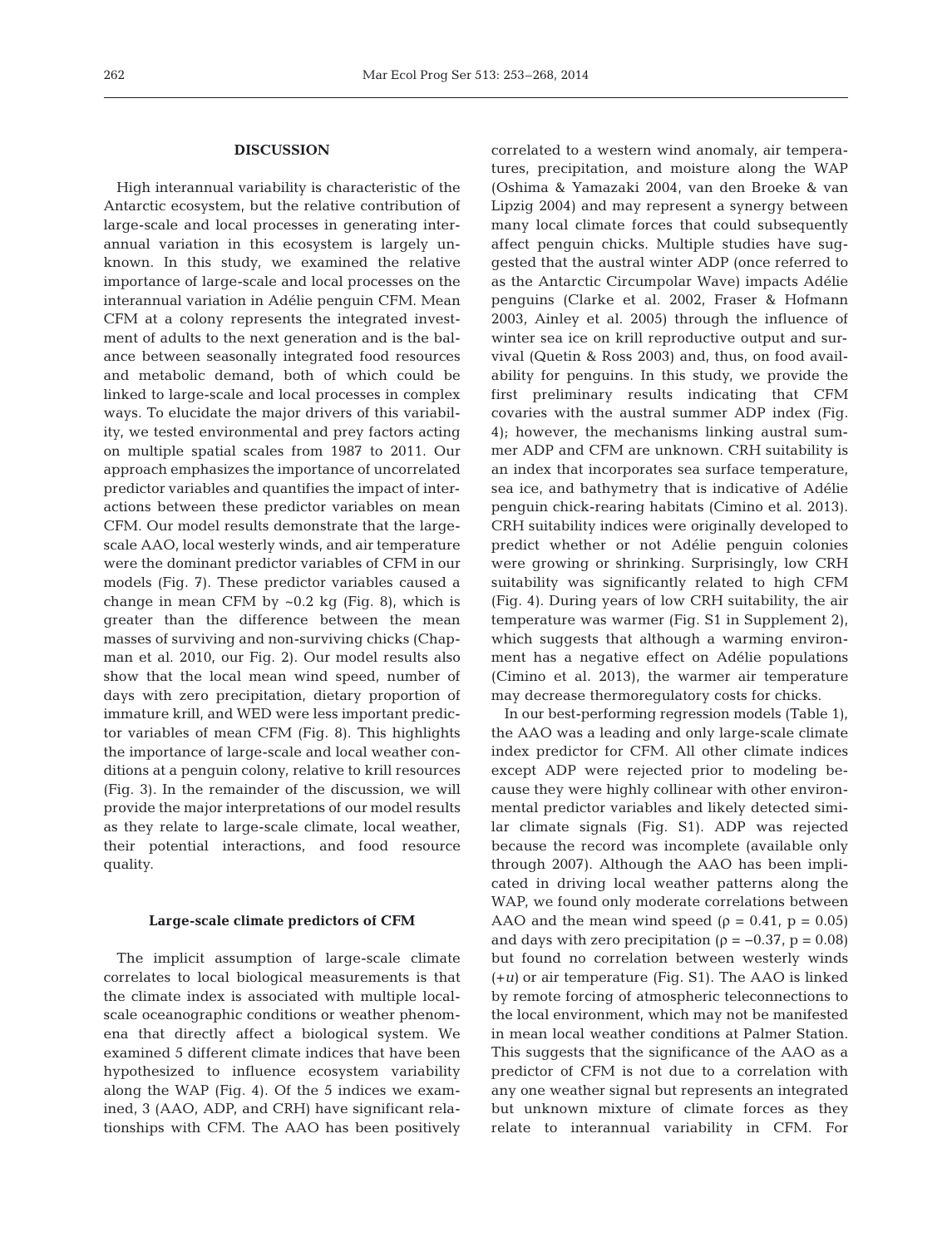## DISCUSSION

High interannual variability is characteristic of the Antarctic ecosystem, but the relative contribution of large-scale and local processes in generating interannual variation in this ecosystem is largely unknown. In this study, we examined the relative importance of large-scale and local processes on the interannual variation in Adélie penguin CFM. Mean CFM at a colony represents the integrated investment of adults to the next generation and is the balance between seasonally integrated food resources and metabolic demand, both of which could be linked to large-scale and local processes in complex ways. To elucidate the major drivers of this variability, we tested environmental and prey factors acting on multiple spatial scales from 1987 to 2011. Our approach emphasizes the importance of uncorrelated predictor variables and quantifies the impact of interactions between these predictor variables on mean CFM. Our model results demonstrate that the large-scale AAO, local westerly winds, and air temperature were the dominant predictor variables of CFM in our models (Fig. 7). These predictor variables caused a change in mean CFM by ~0.2 kg (Fig. 8), which is greater than the difference between the mean masses of surviving and non-surviving chicks (Chapman et al. 2010, our Fig. 2). Our model results also show that the local mean wind speed, number of days with zero precipitation, dietary proportion of immature krill, and WED were less important predictor variables of mean CFM (Fig. 8). This highlights the importance of large-scale and local weather conditions at a penguin colony, relative to krill resources (Fig. 3). In the remainder of the discussion, we will provide the major interpretations of our model results as they relate to large-scale climate, local weather, their potential interactions, and food resource quality.

### Large-scale climate predictors of CFM

The implicit assumption of large-scale climate correlates to local biological measurements is that the climate index is associated with multiple local-scale oceanographic conditions or weather phenomena that directly affect a biological system. We examined 5 different climate indices that have been hypothesized to influence ecosystem variability along the WAP (Fig. 4). Of the 5 indices we examined, 3 (AAO, ADP, and CRH) have significant relationships with CFM. The AAO has been positively correlated to a western wind anomaly, air temperatures, precipitation, and moisture along the WAP (Oshima & Yamazaki 2004, van den Broeke & van Lipzig 2004) and may represent a synergy between many local climate forces that could subsequently affect penguin chicks. Multiple studies have suggested that the austral winter ADP (once referred to as the Antarctic Circumpolar Wave) impacts Adélie penguins (Clarke et al. 2002, Fraser & Hofmann 2003, Ainley et al. 2005) through the influence of winter sea ice on krill reproductive output and survival (Quetin & Ross 2003) and, thus, on food availability for penguins. In this study, we provide the first preliminary results indicating that CFM covaries with the austral summer ADP index (Fig. 4); however, the mechanisms linking austral summer ADP and CFM are unknown. CRH suitability is an index that incorporates sea surface temperature, sea ice, and bathymetry that is indicative of Adélie penguin chick-rearing habitats (Cimino et al. 2013). CRH suitability indices were originally developed to predict whether or not Adélie penguin colonies were growing or shrinking. Surprisingly, low CRH suitability was significantly related to high CFM (Fig. 4). During years of low CRH suitability, the air temperature was warmer (Fig. S1 in Supplement 2), which suggests that although a warming environment has a negative effect on Adélie populations (Cimino et al. 2013), the warmer air temperature may decrease thermoregulatory costs for chicks.

In our best-performing regression models (Table 1), the AAO was a leading and only large-scale climate index predictor for CFM. All other climate indices except ADP were rejected prior to modeling because they were highly collinear with other environmental predictor variables and likely detected similar climate signals (Fig. S1). ADP was rejected because the record was incomplete (available only through 2007). Although the AAO has been implicated in driving local weather patterns along the WAP, we found only moderate correlations between AAO and the mean wind speed ($\rho = 0.41$, $p = 0.05$) and days with zero precipitation ($\rho = -0.37$, $p = 0.08$) but found no correlation between westerly winds ($+u$) or air temperature (Fig. S1). The AAO is linked by remote forcing of atmospheric teleconnections to the local environment, which may not be manifested in mean local weather conditions at Palmer Station. This suggests that the significance of the AAO as a predictor of CFM is not due to a correlation with any one weather signal but represents an integrated but unknown mixture of climate forces as they relate to interannual variability in CFM. For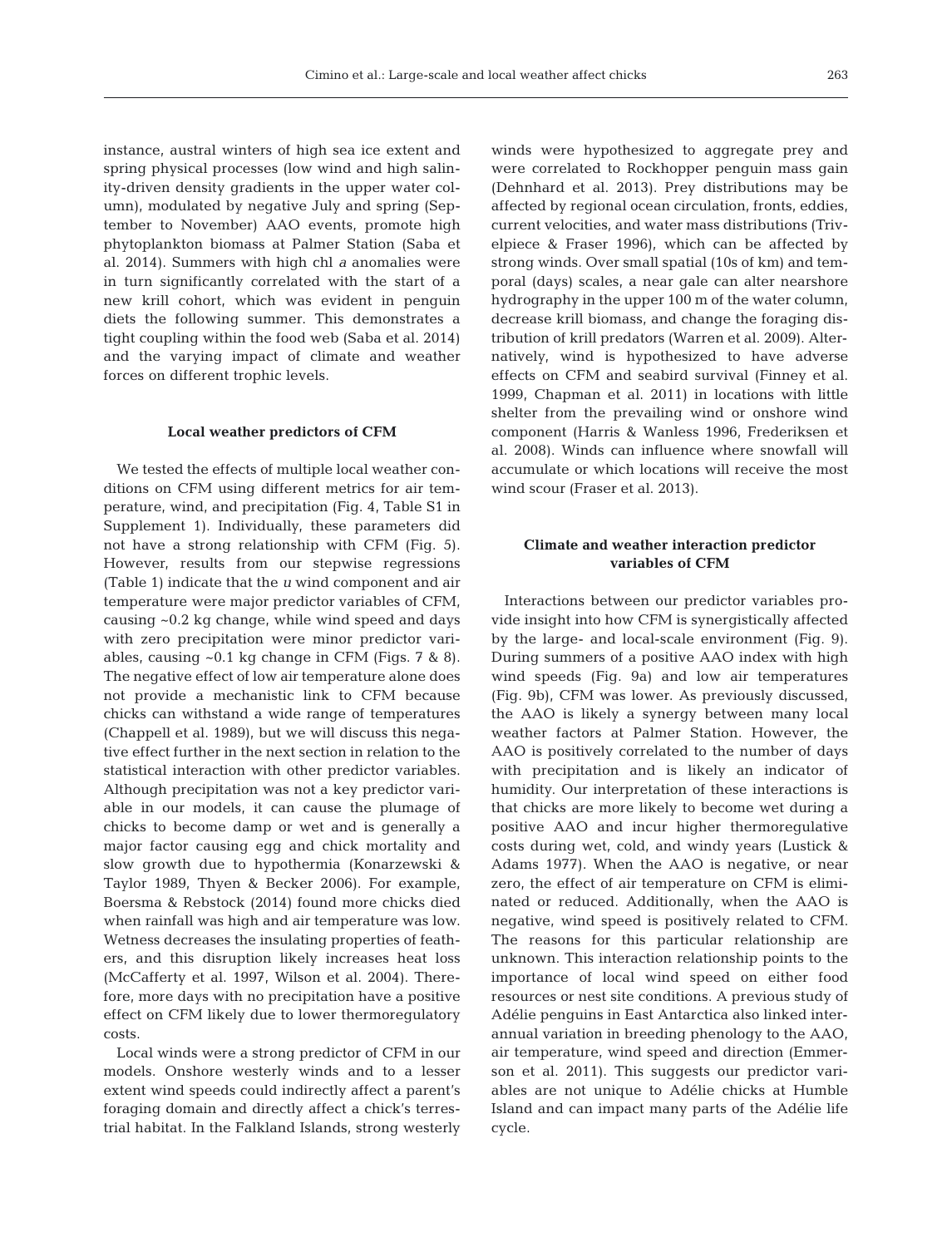instance, austral winters of high sea ice extent and spring physical processes (low wind and high salinity-driven density gradients in the upper water column), modulated by negative July and spring (September to November) AAO events, promote high phytoplankton biomass at Palmer Station (Saba et al. 2014). Summers with high chl *a* anomalies were in turn significantly correlated with the start of a new krill cohort, which was evident in penguin diets the following summer. This demonstrates a tight coupling within the food web (Saba et al. 2014) and the varying impact of climate and weather forces on different trophic levels.

### Local weather predictors of CFM

We tested the effects of multiple local weather conditions on CFM using different metrics for air temperature, wind, and precipitation (Fig. 4, Table S1 in Supplement 1). Individually, these parameters did not have a strong relationship with CFM (Fig. 5). However, results from our stepwise regressions (Table 1) indicate that the *u* wind component and air temperature were major predictor variables of CFM, causing ~0.2 kg change, while wind speed and days with zero precipitation were minor predictor variables, causing ~0.1 kg change in CFM (Figs. 7 & 8). The negative effect of low air temperature alone does not provide a mechanistic link to CFM because chicks can withstand a wide range of temperatures (Chappell et al. 1989), but we will discuss this negative effect further in the next section in relation to the statistical interaction with other predictor variables. Although precipitation was not a key predictor variable in our models, it can cause the plumage of chicks to become damp or wet and is generally a major factor causing egg and chick mortality and slow growth due to hypothermia (Konarzewski & Taylor 1989, Thyen & Becker 2006). For example, Boersma & Rebstock (2014) found more chicks died when rainfall was high and air temperature was low. Wetness decreases the insulating properties of feathers, and this disruption likely increases heat loss (McCafferty et al. 1997, Wilson et al. 2004). Therefore, more days with no precipitation have a positive effect on CFM likely due to lower thermoregulatory costs.

Local winds were a strong predictor of CFM in our models. Onshore westerly winds and to a lesser extent wind speeds could indirectly affect a parent's foraging domain and directly affect a chick's terrestrial habitat. In the Falkland Islands, strong westerly winds were hypothesized to aggregate prey and were correlated to Rockhopper penguin mass gain (Dehnhard et al. 2013). Prey distributions may be affected by regional ocean circulation, fronts, eddies, current velocities, and water mass distributions (Trivelpiece & Fraser 1996), which can be affected by strong winds. Over small spatial (10s of km) and temporal (days) scales, a near gale can alter nearshore hydrography in the upper 100 m of the water column, decrease krill biomass, and change the foraging distribution of krill predators (Warren et al. 2009). Alternatively, wind is hypothesized to have adverse effects on CFM and seabird survival (Finney et al. 1999, Chapman et al. 2011) in locations with little shelter from the prevailing wind or onshore wind component (Harris & Wanless 1996, Frederiksen et al. 2008). Winds can influence where snowfall will accumulate or which locations will receive the most wind scour (Fraser et al. 2013).

### Climate and weather interaction predictor variables of CFM

Interactions between our predictor variables provide insight into how CFM is synergistically affected by the large- and local-scale environment (Fig. 9). During summers of a positive AAO index with high wind speeds (Fig. 9a) and low air temperatures (Fig. 9b), CFM was lower. As previously discussed, the AAO is likely a synergy between many local weather factors at Palmer Station. However, the AAO is positively correlated to the number of days with precipitation and is likely an indicator of humidity. Our interpretation of these interactions is that chicks are more likely to become wet during a positive AAO and incur higher thermoregulative costs during wet, cold, and windy years (Lustick & Adams 1977). When the AAO is negative, or near zero, the effect of air temperature on CFM is eliminated or reduced. Additionally, when the AAO is negative, wind speed is positively related to CFM. The reasons for this particular relationship are unknown. This interaction relationship points to the importance of local wind speed on either food resources or nest site conditions. A previous study of Adélie penguins in East Antarctica also linked interannual variation in breeding phenology to the AAO, air temperature, wind speed and direction (Emmerson et al. 2011). This suggests our predictor variables are not unique to Adélie chicks at Humble Island and can impact many parts of the Adélie life cycle.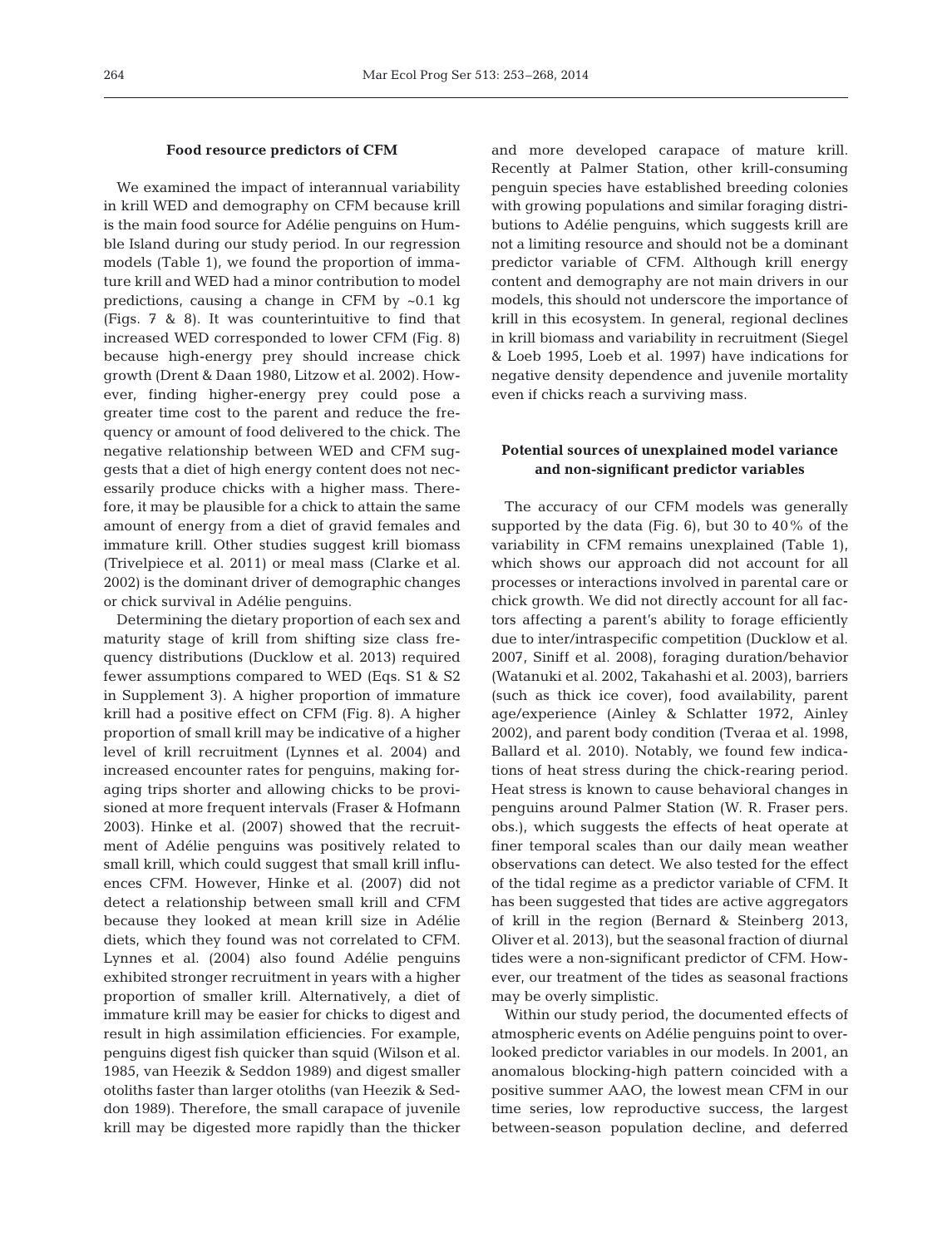### Food resource predictors of CFM

We examined the impact of interannual variability in krill WED and demography on CFM because krill is the main food source for Adélie penguins on Humble Island during our study period. In our regression models (Table 1), we found the proportion of immature krill and WED had a minor contribution to model predictions, causing a change in CFM by ~0.1 kg (Figs. 7 & 8). It was counterintuitive to find that increased WED corresponded to lower CFM (Fig. 8) because high-energy prey should increase chick growth (Drent & Daan 1980, Litzow et al. 2002). However, finding higher-energy prey could pose a greater time cost to the parent and reduce the frequency or amount of food delivered to the chick. The negative relationship between WED and CFM suggests that a diet of high energy content does not necessarily produce chicks with a higher mass. Therefore, it may be plausible for a chick to attain the same amount of energy from a diet of gravid females and immature krill. Other studies suggest krill biomass (Trivelpiece et al. 2011) or meal mass (Clarke et al. 2002) is the dominant driver of demographic changes or chick survival in Adélie penguins.

Determining the dietary proportion of each sex and maturity stage of krill from shifting size class frequency distributions (Ducklow et al. 2013) required fewer assumptions compared to WED (Eqs. S1 & S2 in Supplement 3). A higher proportion of immature krill had a positive effect on CFM (Fig. 8). A higher proportion of small krill may be indicative of a higher level of krill recruitment (Lynnes et al. 2004) and increased encounter rates for penguins, making foraging trips shorter and allowing chicks to be provisioned at more frequent intervals (Fraser & Hofmann 2003). Hinke et al. (2007) showed that the recruitment of Adélie penguins was positively related to small krill, which could suggest that small krill influences CFM. However, Hinke et al. (2007) did not detect a relationship between small krill and CFM because they looked at mean krill size in Adélie diets, which they found was not correlated to CFM. Lynnes et al. (2004) also found Adélie penguins exhibited stronger recruitment in years with a higher proportion of smaller krill. Alternatively, a diet of immature krill may be easier for chicks to digest and result in high assimilation efficiencies. For example, penguins digest fish quicker than squid (Wilson et al. 1985, van Heezik & Seddon 1989) and digest smaller otoliths faster than larger otoliths (van Heezik & Seddon 1989). Therefore, the small carapace of juvenile krill may be digested more rapidly than the thicker and more developed carapace of mature krill. Recently at Palmer Station, other krill-consuming penguin species have established breeding colonies with growing populations and similar foraging distributions to Adélie penguins, which suggests krill are not a limiting resource and should not be a dominant predictor variable of CFM. Although krill energy content and demography are not main drivers in our models, this should not underscore the importance of krill in this ecosystem. In general, regional declines in krill biomass and variability in recruitment (Siegel & Loeb 1995, Loeb et al. 1997) have indications for negative density dependence and juvenile mortality even if chicks reach a surviving mass.

### Potential sources of unexplained model variance and non-significant predictor variables

The accuracy of our CFM models was generally supported by the data (Fig. 6), but 30 to 40% of the variability in CFM remains unexplained (Table 1), which shows our approach did not account for all processes or interactions involved in parental care or chick growth. We did not directly account for all factors affecting a parent's ability to forage efficiently due to inter/intraspecific competition (Ducklow et al. 2007, Siniff et al. 2008), foraging duration/behavior (Watanuki et al. 2002, Takahashi et al. 2003), barriers (such as thick ice cover), food availability, parent age/experience (Ainley & Schlatter 1972, Ainley 2002), and parent body condition (Tveraa et al. 1998, Ballard et al. 2010). Notably, we found few indications of heat stress during the chick-rearing period. Heat stress is known to cause behavioral changes in penguins around Palmer Station (W. R. Fraser pers. obs.), which suggests the effects of heat operate at finer temporal scales than our daily mean weather observations can detect. We also tested for the effect of the tidal regime as a predictor variable of CFM. It has been suggested that tides are active aggregators of krill in the region (Bernard & Steinberg 2013, Oliver et al. 2013), but the seasonal fraction of diurnal tides were a non-significant predictor of CFM. However, our treatment of the tides as seasonal fractions may be overly simplistic.

Within our study period, the documented effects of atmospheric events on Adélie penguins point to overlooked predictor variables in our models. In 2001, an anomalous blocking-high pattern coincided with a positive summer AAO, the lowest mean CFM in our time series, low reproductive success, the largest between-season population decline, and deferred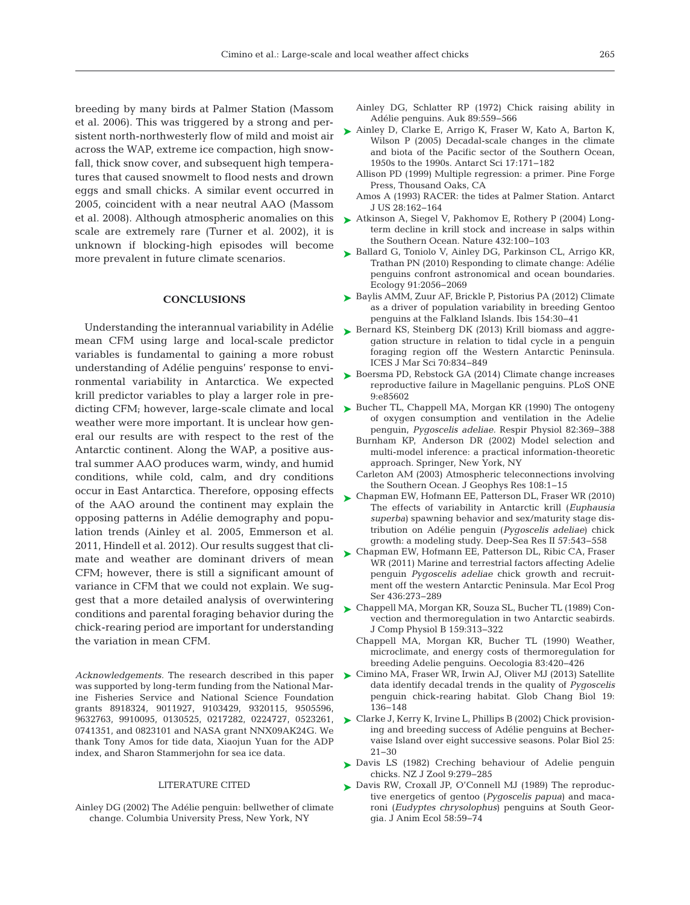breeding by many birds at Palmer Station (Massom et al. 2006). This was triggered by a strong and persistent north-northwesterly flow of mild and moist air across the WAP, extreme ice compaction, high snowfall, thick snow cover, and subsequent high temperatures that caused snowmelt to flood nests and drown eggs and small chicks. A similar event occurred in 2005, coincident with a near neutral AAO (Massom et al. 2008). Although atmospheric anomalies on this scale are extremely rare (Turner et al. 2002), it is unknown if blocking-high episodes will become more prevalent in future climate scenarios.

## CONCLUSIONS

Understanding the interannual variability in Adélie mean CFM using large and local-scale predictor variables is fundamental to gaining a more robust understanding of Adélie penguins' response to environmental variability in Antarctica. We expected krill predictor variables to play a larger role in predicting CFM; however, large-scale climate and local weather were more important. It is unclear how general our results are with respect to the rest of the Antarctic continent. Along the WAP, a positive austral summer AAO produces warm, windy, and humid conditions, while cold, calm, and dry conditions occur in East Antarctica. Therefore, opposing effects of the AAO around the continent may explain the opposing patterns in Adélie demography and population trends (Ainley et al. 2005, Emmerson et al. 2011, Hindell et al. 2012). Our results suggest that climate and weather are dominant drivers of mean CFM; however, there is still a significant amount of variance in CFM that we could not explain. We suggest that a more detailed analysis of overwintering conditions and parental foraging behavior during the chick-rearing period are important for understanding the variation in mean CFM.

*Acknowledgements.* The research described in this paper was supported by long-term funding from the National Marine Fisheries Service and National Science Foundation grants 8918324, 9011927, 9103429, 9320115, 9505596, 9632763, 9910095, 0130525, 0217282, 0224727, 0523261, 0741351, and 0823101 and NASA grant NNX09AK24G. We thank Tony Amos for tide data, Xiaojun Yuan for the ADP index, and Sharon Stammerjohn for sea ice data.

### LITERATURE CITED

Ainley DG (2002) The Adélie penguin: bellwether of climate change. Columbia University Press, New York, NY

Ainley DG, Schlatter RP (1972) Chick raising ability in Adélie penguins. Auk 89:559–566

Ainley D, Clarke E, Arrigo K, Fraser W, Kato A, Barton K, Wilson P (2005) Decadal-scale changes in the climate and biota of the Pacific sector of the Southern Ocean, 1950s to the 1990s. Antarct Sci 17:171–182

Allison PD (1999) Multiple regression: a primer. Pine Forge Press, Thousand Oaks, CA

Amos A (1993) RACER: the tides at Palmer Station. Antarct J US 28:162–164

Atkinson A, Siegel V, Pakhomov E, Rothery P (2004) Long-term decline in krill stock and increase in salps within the Southern Ocean. Nature 432:100–103

Ballard G, Toniolo V, Ainley DG, Parkinson CL, Arrigo KR, Trathan PN (2010) Responding to climate change: Adélie penguins confront astronomical and ocean boundaries. Ecology 91:2056–2069

Baylis AMM, Zuur AF, Brickle P, Pistorius PA (2012) Climate as a driver of population variability in breeding Gentoo penguins at the Falkland Islands. Ibis 154:30–41

Bernard KS, Steinberg DK (2013) Krill biomass and aggregation structure in relation to tidal cycle in a penguin foraging region off the Western Antarctic Peninsula. ICES J Mar Sci 70:834–849

Boersma PD, Rebstock GA (2014) Climate change increases reproductive failure in Magellanic penguins. PLoS ONE 9:e85602

Bucher TL, Chappell MA, Morgan KR (1990) The ontogeny of oxygen consumption and ventilation in the Adelie penguin, *Pygoscelis adeliae.* Respir Physiol 82:369–388

Burnham KP, Anderson DR (2002) Model selection and multi-model inference: a practical information-theoretic approach. Springer, New York, NY

Carleton AM (2003) Atmospheric teleconnections involving the Southern Ocean. J Geophys Res 108:1–15

Chapman EW, Hofmann EE, Patterson DL, Fraser WR (2010) The effects of variability in Antarctic krill (*Euphausia superba*) spawning behavior and sex/maturity stage distribution on Adélie penguin (*Pygoscelis adeliae*) chick growth: a modeling study. Deep-Sea Res II 57:543–558

Chapman EW, Hofmann EE, Patterson DL, Ribic CA, Fraser WR (2011) Marine and terrestrial factors affecting Adelie penguin *Pygoscelis adeliae* chick growth and recruitment off the western Antarctic Peninsula. Mar Ecol Prog Ser 436:273–289

Chappell MA, Morgan KR, Souza SL, Bucher TL (1989) Convection and thermoregulation in two Antarctic seabirds. J Comp Physiol B 159:313–322

Chappell MA, Morgan KR, Bucher TL (1990) Weather, microclimate, and energy costs of thermoregulation for breeding Adelie penguins. Oecologia 83:420–426

Cimino MA, Fraser WR, Irwin AJ, Oliver MJ (2013) Satellite data identify decadal trends in the quality of *Pygoscelis* penguin chick-rearing habitat. Glob Chang Biol 19: 136–148

Clarke J, Kerry K, Irvine L, Phillips B (2002) Chick provisioning and breeding success of Adélie penguins at Béchervaise Island over eight successive seasons. Polar Biol 25: 21–30

Davis LS (1982) Creching behaviour of Adelie penguin chicks. NZ J Zool 9:279–285

Davis RW, Croxall JP, O'Connell MJ (1989) The reproductive energetics of gentoo (*Pygoscelis papua*) and macaroni (*Eudyptes chrysolophus*) penguins at South Georgia. J Anim Ecol 58:59–74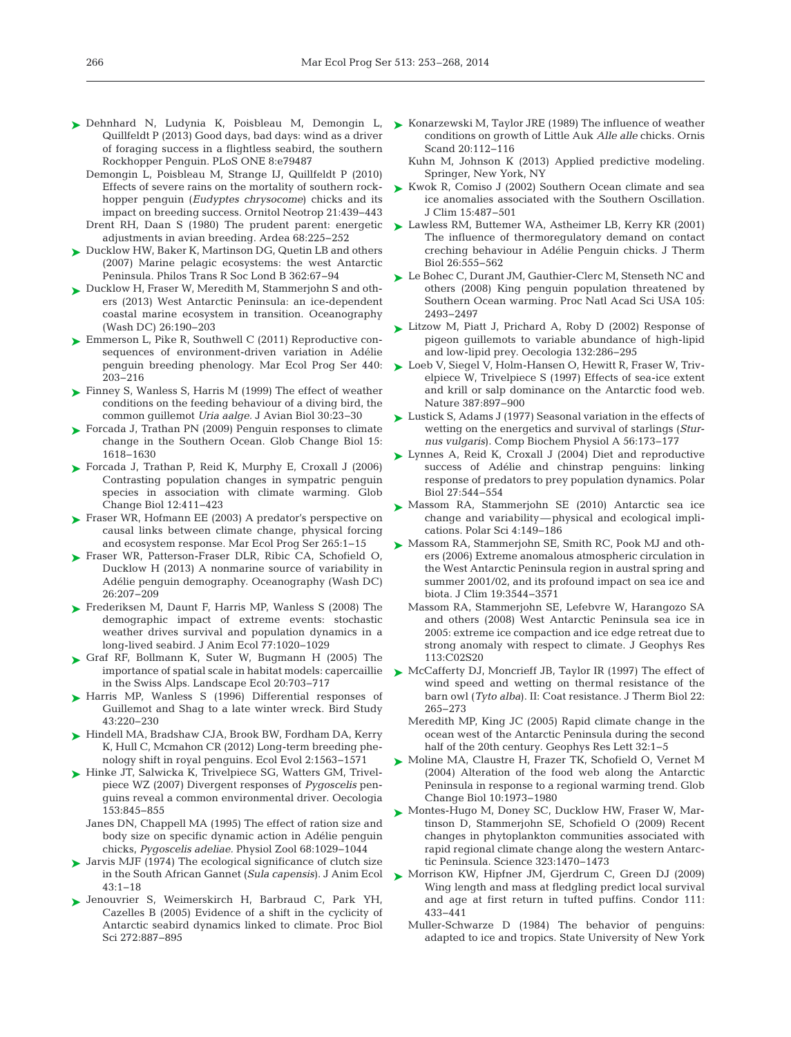Dehnhard N, Ludynia K, Poisbleau M, Demongin L, Quillfeldt P (2013) Good days, bad days: wind as a driver of foraging success in a flightless seabird, the southern Rockhopper Penguin. PLoS ONE 8:e79487

Demongin L, Poisbleau M, Strange IJ, Quillfeldt P (2010) Effects of severe rains on the mortality of southern rockhopper penguin (*Eudyptes chrysocome*) chicks and its impact on breeding success. Ornitol Neotrop 21:439–443

Drent RH, Daan S (1980) The prudent parent: energetic adjustments in avian breeding. Ardea 68:225–252

Ducklow HW, Baker K, Martinson DG, Quetin LB and others (2007) Marine pelagic ecosystems: the west Antarctic Peninsula. Philos Trans R Soc Lond B 362:67–94

Ducklow H, Fraser W, Meredith M, Stammerjohn S and others (2013) West Antarctic Peninsula: an ice-dependent coastal marine ecosystem in transition. Oceanography (Wash DC) 26:190–203

Emmerson L, Pike R, Southwell C (2011) Reproductive consequences of environment-driven variation in Adélie penguin breeding phenology. Mar Ecol Prog Ser 440: 203–216

Finney S, Wanless S, Harris M (1999) The effect of weather conditions on the feeding behaviour of a diving bird, the common guillemot *Uria aalge*. J Avian Biol 30:23–30

Forcada J, Trathan PN (2009) Penguin responses to climate change in the Southern Ocean. Glob Change Biol 15: 1618–1630

Forcada J, Trathan P, Reid K, Murphy E, Croxall J (2006) Contrasting population changes in sympatric penguin species in association with climate warming. Glob Change Biol 12:411–423

Fraser WR, Hofmann EE (2003) A predator's perspective on causal links between climate change, physical forcing and ecosystem response. Mar Ecol Prog Ser 265:1–15

Fraser WR, Patterson-Fraser DLR, Ribic CA, Schofield O, Ducklow H (2013) A nonmarine source of variability in Adélie penguin demography. Oceanography (Wash DC) 26:207–209

Frederiksen M, Daunt F, Harris MP, Wanless S (2008) The demographic impact of extreme events: stochastic weather drives survival and population dynamics in a long-lived seabird. J Anim Ecol 77:1020–1029

Graf RF, Bollmann K, Suter W, Bugmann H (2005) The importance of spatial scale in habitat models: capercaillie in the Swiss Alps. Landscape Ecol 20:703–717

Harris MP, Wanless S (1996) Differential responses of Guillemot and Shag to a late winter wreck. Bird Study 43:220–230

Hindell MA, Bradshaw CJA, Brook BW, Fordham DA, Kerry K, Hull C, Mcmahon CR (2012) Long-term breeding phenology shift in royal penguins. Ecol Evol 2:1563–1571

Hinke JT, Salwicka K, Trivelpiece SG, Watters GM, Trivelpiece WZ (2007) Divergent responses of *Pygoscelis* penguins reveal a common environmental driver. Oecologia 153:845–855

Janes DN, Chappell MA (1995) The effect of ration size and body size on specific dynamic action in Adélie penguin chicks, *Pygoscelis adeliae*. Physiol Zool 68:1029–1044

Jarvis MJF (1974) The ecological significance of clutch size in the South African Gannet (*Sula capensis*). J Anim Ecol 43:1–18

Jenouvrier S, Weimerskirch H, Barbraud C, Park YH, Cazelles B (2005) Evidence of a shift in the cyclicity of Antarctic seabird dynamics linked to climate. Proc Biol Sci 272:887–895

Konarzewski M, Taylor JRE (1989) The influence of weather conditions on growth of Little Auk *Alle alle* chicks. Ornis Scand 20:112–116

Kuhn M, Johnson K (2013) Applied predictive modeling. Springer, New York, NY

Kwok R, Comiso J (2002) Southern Ocean climate and sea ice anomalies associated with the Southern Oscillation. J Clim 15:487–501

Lawless RM, Buttemer WA, Astheimer LB, Kerry KR (2001) The influence of thermoregulatory demand on contact creching behaviour in Adélie Penguin chicks. J Therm Biol 26:555–562

Le Bohec C, Durant JM, Gauthier-Clerc M, Stenseth NC and others (2008) King penguin population threatened by Southern Ocean warming. Proc Natl Acad Sci USA 105: 2493–2497

Litzow M, Piatt J, Prichard A, Roby D (2002) Response of pigeon guillemots to variable abundance of high-lipid and low-lipid prey. Oecologia 132:286–295

Loeb V, Siegel V, Holm-Hansen O, Hewitt R, Fraser W, Trivelpiece W, Trivelpiece S (1997) Effects of sea-ice extent and krill or salp dominance on the Antarctic food web. Nature 387:897–900

Lustick S, Adams J (1977) Seasonal variation in the effects of wetting on the energetics and survival of starlings (*Sturnus vulgaris*). Comp Biochem Physiol A 56:173–177

Lynnes A, Reid K, Croxall J (2004) Diet and reproductive success of Adélie and chinstrap penguins: linking response of predators to prey population dynamics. Polar Biol 27:544–554

Massom RA, Stammerjohn SE (2010) Antarctic sea ice change and variability — physical and ecological implications. Polar Sci 4:149–186

Massom RA, Stammerjohn SE, Smith RC, Pook MJ and others (2006) Extreme anomalous atmospheric circulation in the West Antarctic Peninsula region in austral spring and summer 2001/02, and its profound impact on sea ice and biota. J Clim 19:3544–3571

Massom RA, Stammerjohn SE, Lefebvre W, Harangozo SA and others (2008) West Antarctic Peninsula sea ice in 2005: extreme ice compaction and ice edge retreat due to strong anomaly with respect to climate. J Geophys Res 113:C02S20

McCafferty DJ, Moncrieff JB, Taylor IR (1997) The effect of wind speed and wetting on thermal resistance of the barn owl (*Tyto alba*). II: Coat resistance. J Therm Biol 22: 265–273

Meredith MP, King JC (2005) Rapid climate change in the ocean west of the Antarctic Peninsula during the second half of the 20th century. Geophys Res Lett 32:1–5

Moline MA, Claustre H, Frazer TK, Schofield O, Vernet M (2004) Alteration of the food web along the Antarctic Peninsula in response to a regional warming trend. Glob Change Biol 10:1973–1980

Montes-Hugo M, Doney SC, Ducklow HW, Fraser W, Martinson D, Stammerjohn SE, Schofield O (2009) Recent changes in phytoplankton communities associated with rapid regional climate change along the western Antarctic Peninsula. Science 323:1470–1473

Morrison KW, Hipfner JM, Gjerdrum C, Green DJ (2009) Wing length and mass at fledgling predict local survival and age at first return in tufted puffins. Condor 111: 433–441

Muller-Schwarze D (1984) The behavior of penguins: adapted to ice and tropics. State University of New York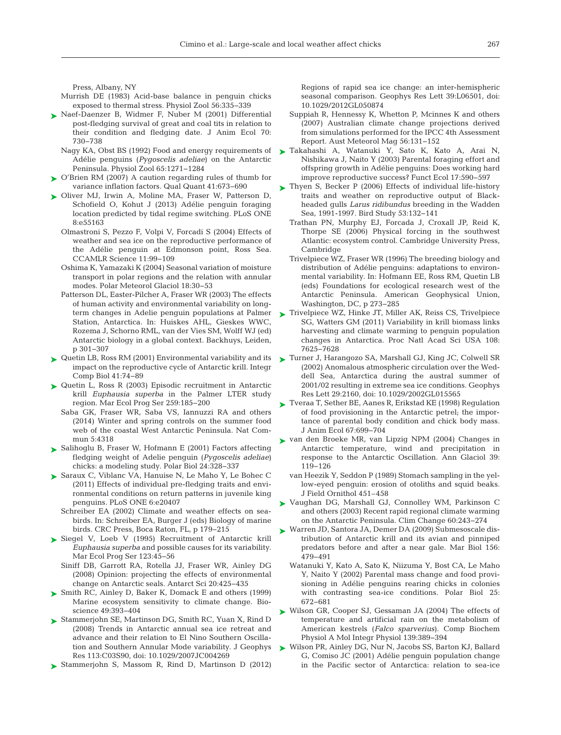Press, Albany, NY

Murrish DE (1983) Acid-base balance in penguin chicks exposed to thermal stress. Physiol Zool 56:335–339

Naef-Daenzer B, Widmer F, Nuber M (2001) Differential post-fledging survival of great and coal tits in relation to their condition and fledging date. J Anim Ecol 70: 730–738

Nagy KA, Obst BS (1992) Food and energy requirements of Adélie penguins (*Pygoscelis adeliae*) on the Antarctic Peninsula. Physiol Zool 65:1271–1284

O'Brien RM (2007) A caution regarding rules of thumb for variance inflation factors. Qual Quant 41:673–690

Oliver MJ, Irwin A, Moline MA, Fraser W, Patterson D, Schofield O, Kohut J (2013) Adélie penguin foraging location predicted by tidal regime switching. PLoS ONE 8:e55163

Olmastroni S, Pezzo F, Volpi V, Forcadi S (2004) Effects of weather and sea ice on the reproductive performance of the Adélie penguin at Edmonson point, Ross Sea. CCAMLR Science 11:99–109

Oshima K, Yamazaki K (2004) Seasonal variation of moisture transport in polar regions and the relation with annular modes. Polar Meteorol Glaciol 18:30–53

Patterson DL, Easter-Pilcher A, Fraser WR (2003) The effects of human activity and environmental variability on long-term changes in Adelie penguin populations at Palmer Station, Antarctica. In: Huiskes AHL, Gieskes WWC, Rozema J, Schorno RML, van der Vies SM, Wolff WJ (ed) Antarctic biology in a global context. Backhuys, Leiden, p 301–307

Quetin LB, Ross RM (2001) Environmental variability and its impact on the reproductive cycle of Antarctic krill. Integr Comp Biol 41:74–89

Quetin L, Ross R (2003) Episodic recruitment in Antarctic krill *Euphausia superba* in the Palmer LTER study region. Mar Ecol Prog Ser 259:185–200

Saba GK, Fraser WR, Saba VS, Iannuzzi RA and others (2014) Winter and spring controls on the summer food web of the coastal West Antarctic Peninsula. Nat Commun 5:4318

Salihoglu B, Fraser W, Hofmann E (2001) Factors affecting fledging weight of Adelie penguin (*Pygoscelis adeliae*) chicks: a modeling study. Polar Biol 24:328–337

Saraux C, Viblanc VA, Hanuise N, Le Maho Y, Le Bohec C (2011) Effects of individual pre-fledging traits and environmental conditions on return patterns in juvenile king penguins. PLoS ONE 6:e20407

Schreiber EA (2002) Climate and weather effects on seabirds. In: Schreiber EA, Burger J (eds) Biology of marine birds. CRC Press, Boca Raton, FL, p 179–215

Siegel V, Loeb V (1995) Recruitment of Antarctic krill *Euphausia superba* and possible causes for its variability. Mar Ecol Prog Ser 123:45–56

Siniff DB, Garrott RA, Rotella JJ, Fraser WR, Ainley DG (2008) Opinion: projecting the effects of environmental change on Antarctic seals. Antarct Sci 20:425–435

Smith RC, Ainley D, Baker K, Domack E and others (1999) Marine ecosystem sensitivity to climate change. Bioscience 49:393–404

Stammerjohn SE, Martinson DG, Smith RC, Yuan X, Rind D (2008) Trends in Antarctic annual sea ice retreat and advance and their relation to El Nino Southern Oscillation and Southern Annular Mode variability. J Geophys Res 113:C03S90, doi: 10.1029/2007JC004269

Stammerjohn S, Massom R, Rind D, Martinson D (2012) Regions of rapid sea ice change: an inter-hemispheric seasonal comparison. Geophys Res Lett 39:L06501, doi: 10.1029/2012GL050874

Suppiah R, Hennessy K, Whetton P, Mcinnes K and others (2007) Australian climate change projections derived from simulations performed for the IPCC 4th Assessment Report. Aust Meteorol Mag 56:131–152

Takahashi A, Watanuki Y, Sato K, Kato A, Arai N, Nishikawa J, Naito Y (2003) Parental foraging effort and offspring growth in Adélie penguins: Does working hard improve reproductive success? Funct Ecol 17:590–597

Thyen S, Becker P (2006) Effects of individual life-history traits and weather on reproductive output of Black-headed gulls *Larus ridibundus* breeding in the Wadden Sea, 1991-1997. Bird Study 53:132–141

Trathan PN, Murphy EJ, Forcada J, Croxall JP, Reid K, Thorpe SE (2006) Physical forcing in the southwest Atlantic: ecosystem control. Cambridge University Press, Cambridge

Trivelpiece WZ, Fraser WR (1996) The breeding biology and distribution of Adélie penguins: adaptations to environmental variability. In: Hofmann EE, Ross RM, Quetin LB (eds) Foundations for ecological research west of the Antarctic Peninsula. American Geophysical Union, Washington, DC, p 273–285

Trivelpiece WZ, Hinke JT, Miller AK, Reiss CS, Trivelpiece SG, Watters GM (2011) Variability in krill biomass links harvesting and climate warming to penguin population changes in Antarctica. Proc Natl Acad Sci USA 108: 7625–7628

Turner J, Harangozo SA, Marshall GJ, King JC, Colwell SR (2002) Anomalous atmospheric circulation over the Weddell Sea, Antarctica during the austral summer of 2001/02 resulting in extreme sea ice conditions. Geophys Res Lett 29:2160, doi: 10.1029/2002GL015565

Tveraa T, Sether BE, Aanes R, Erikstad KE (1998) Regulation of food provisioning in the Antarctic petrel; the importance of parental body condition and chick body mass. J Anim Ecol 67:699–704

van den Broeke MR, van Lipzig NPM (2004) Changes in Antarctic temperature, wind and precipitation in response to the Antarctic Oscillation. Ann Glaciol 39: 119–126

van Heezik Y, Seddon P (1989) Stomach sampling in the yellow-eyed penguin: erosion of otoliths and squid beaks. J Field Ornithol 451–458

Vaughan DG, Marshall GJ, Connolley WM, Parkinson C and others (2003) Recent rapid regional climate warming on the Antarctic Peninsula. Clim Change 60:243–274

Warren JD, Santora JA, Demer DA (2009) Submesoscale distribution of Antarctic krill and its avian and pinniped predators before and after a near gale. Mar Biol 156: 479–491

Watanuki Y, Kato A, Sato K, Niizuma Y, Bost CA, Le Maho Y, Naito Y (2002) Parental mass change and food provisioning in Adélie penguins rearing chicks in colonies with contrasting sea-ice conditions. Polar Biol 25: 672–681

Wilson GR, Cooper SJ, Gessaman JA (2004) The effects of temperature and artificial rain on the metabolism of American kestrels (*Falco sparverius*). Comp Biochem Physiol A Mol Integr Physiol 139:389–394

Wilson PR, Ainley DG, Nur N, Jacobs SS, Barton KJ, Ballard G, Comiso JC (2001) Adélie penguin population change in the Pacific sector of Antarctica: relation to sea-ice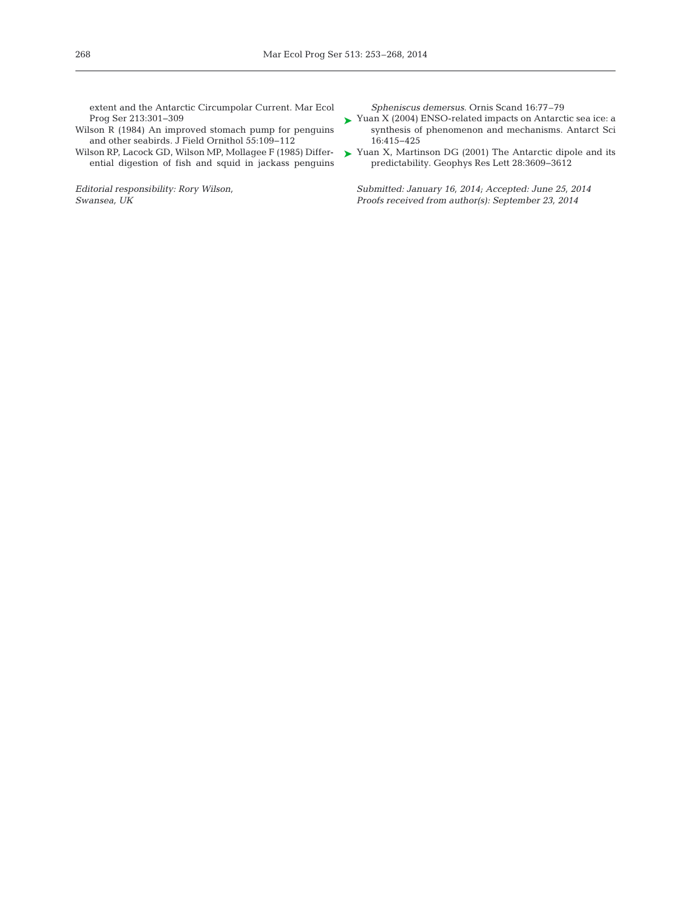extent and the Antarctic Circumpolar Current. Mar Ecol Prog Ser 213:301–309

Wilson R (1984) An improved stomach pump for penguins and other seabirds. J Field Ornithol 55:109–112

Wilson RP, Lacock GD, Wilson MP, Mollagee F (1985) Differential digestion of fish and squid in jackass penguins *Spheniscus demersus*. Ornis Scand 16:77–79

Yuan X (2004) ENSO-related impacts on Antarctic sea ice: a synthesis of phenomenon and mechanisms. Antarct Sci 16:415–425

Yuan X, Martinson DG (2001) The Antarctic dipole and its predictability. Geophys Res Lett 28:3609–3612

*Editorial responsibility: Rory Wilson, Swansea, UK*

*Submitted: January 16, 2014; Accepted: June 25, 2014*
*Proofs received from author(s): September 23, 2014*